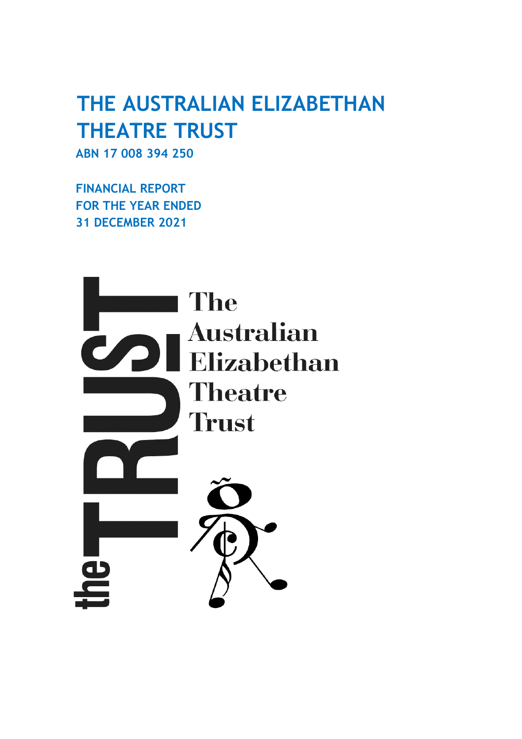# THE AUSTRALIAN ELIZABETHAN THEATRE TRUST

**ABN 17 008 394 250**

**FINANCIAL REPORT**
**FOR THE YEAR ENDED**
**31 DECEMBER 2021**

the TRUST

The
Australian
Elizabethan
Theatre
Trust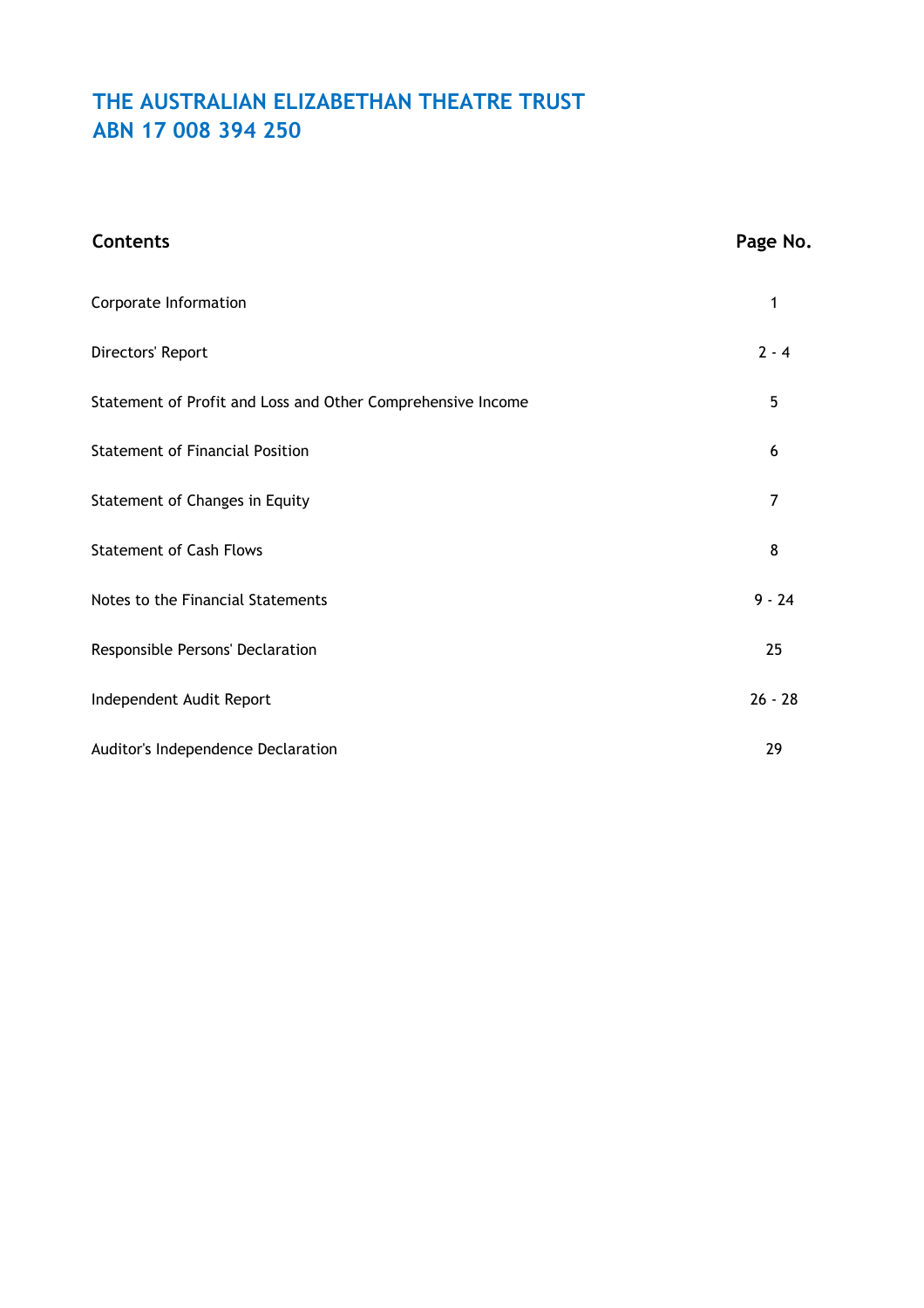# THE AUSTRALIAN ELIZABETHAN THEATRE TRUST
# ABN 17 008 394 250

| Contents | Page No. |
|---|---|
| Corporate Information | 1 |
| Directors' Report | 2 - 4 |
| Statement of Profit and Loss and Other Comprehensive Income | 5 |
| Statement of Financial Position | 6 |
| Statement of Changes in Equity | 7 |
| Statement of Cash Flows | 8 |
| Notes to the Financial Statements | 9 - 24 |
| Responsible Persons' Declaration | 25 |
| Independent Audit Report | 26 - 28 |
| Auditor's Independence Declaration | 29 |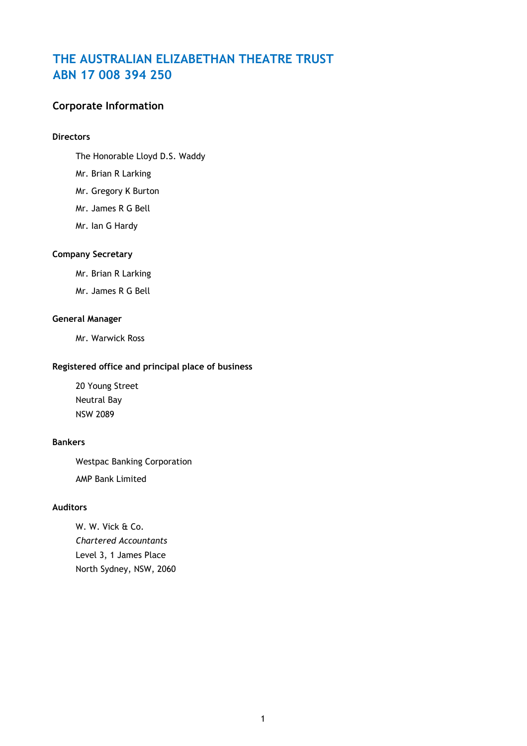# THE AUSTRALIAN ELIZABETHAN THEATRE TRUST
# ABN 17 008 394 250

## Corporate Information

### Directors

The Honorable Lloyd D.S. Waddy

Mr. Brian R Larking

Mr. Gregory K Burton

Mr. James R G Bell

Mr. Ian G Hardy

### Company Secretary

Mr. Brian R Larking

Mr. James R G Bell

### General Manager

Mr. Warwick Ross

### Registered office and principal place of business

20 Young Street
Neutral Bay
NSW 2089

### Bankers

Westpac Banking Corporation

AMP Bank Limited

### Auditors

W. W. Vick & Co.
*Chartered Accountants*
Level 3, 1 James Place
North Sydney, NSW, 2060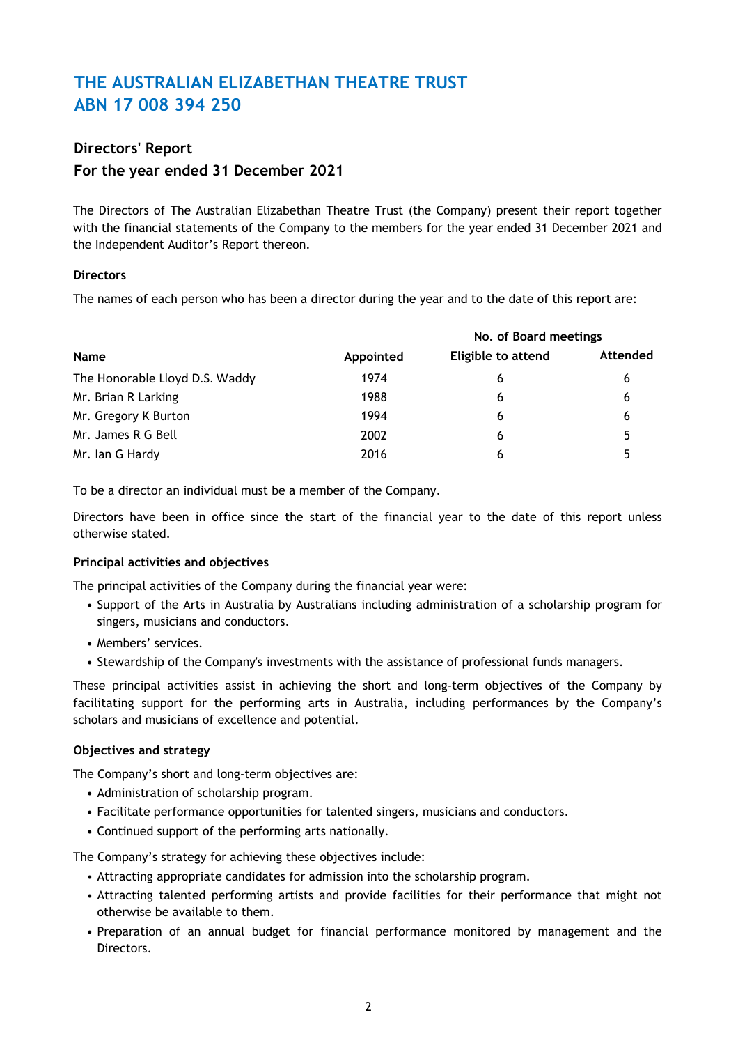# THE AUSTRALIAN ELIZABETHAN THEATRE TRUST
# ABN 17 008 394 250

## Directors' Report
## For the year ended 31 December 2021

The Directors of The Australian Elizabethan Theatre Trust (the Company) present their report together with the financial statements of the Company to the members for the year ended 31 December 2021 and the Independent Auditor's Report thereon.

### Directors

The names of each person who has been a director during the year and to the date of this report are:

| Name | Appointed | No. of Board meetings Eligible to attend | Attended |
|---|---|---|---|
| The Honorable Lloyd D.S. Waddy | 1974 | 6 | 6 |
| Mr. Brian R Larking | 1988 | 6 | 6 |
| Mr. Gregory K Burton | 1994 | 6 | 6 |
| Mr. James R G Bell | 2002 | 6 | 5 |
| Mr. Ian G Hardy | 2016 | 6 | 5 |

To be a director an individual must be a member of the Company.

Directors have been in office since the start of the financial year to the date of this report unless otherwise stated.

### Principal activities and objectives

The principal activities of the Company during the financial year were:

- Support of the Arts in Australia by Australians including administration of a scholarship program for singers, musicians and conductors.
- Members' services.
- Stewardship of the Company's investments with the assistance of professional funds managers.

These principal activities assist in achieving the short and long-term objectives of the Company by facilitating support for the performing arts in Australia, including performances by the Company's scholars and musicians of excellence and potential.

### Objectives and strategy

The Company's short and long-term objectives are:

- Administration of scholarship program.
- Facilitate performance opportunities for talented singers, musicians and conductors.
- Continued support of the performing arts nationally.

The Company's strategy for achieving these objectives include:

- Attracting appropriate candidates for admission into the scholarship program.
- Attracting talented performing artists and provide facilities for their performance that might not otherwise be available to them.
- Preparation of an annual budget for financial performance monitored by management and the Directors.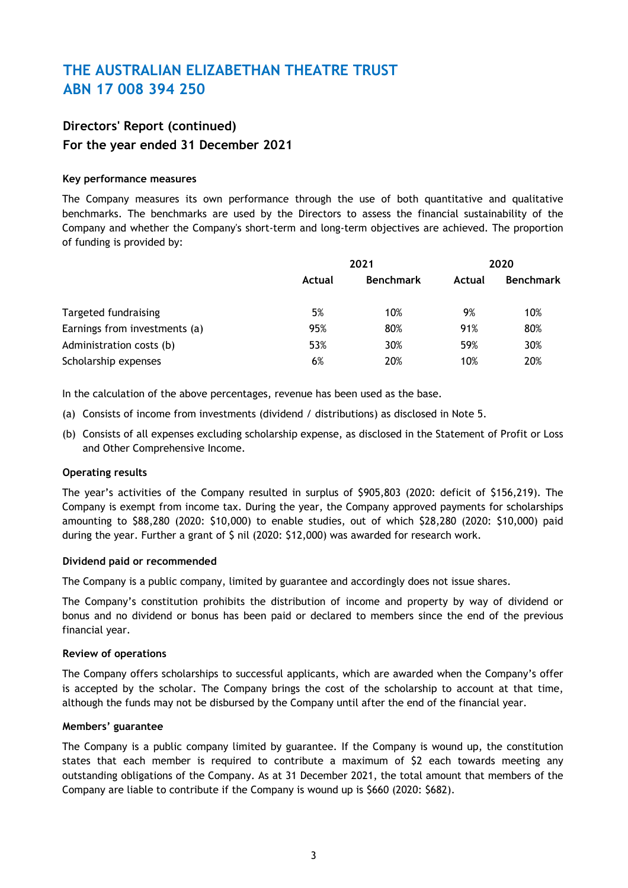# THE AUSTRALIAN ELIZABETHAN THEATRE TRUST
# ABN 17 008 394 250

## Directors' Report (continued)
## For the year ended 31 December 2021

**Key performance measures**

The Company measures its own performance through the use of both quantitative and qualitative benchmarks. The benchmarks are used by the Directors to assess the financial sustainability of the Company and whether the Company's short-term and long-term objectives are achieved. The proportion of funding is provided by:

| | 2021 | | 2020 | |
|---|---|---|---|---|
| | **Actual** | **Benchmark** | **Actual** | **Benchmark** |
| Targeted fundraising | 5% | 10% | 9% | 10% |
| Earnings from investments (a) | 95% | 80% | 91% | 80% |
| Administration costs (b) | 53% | 30% | 59% | 30% |
| Scholarship expenses | 6% | 20% | 10% | 20% |

In the calculation of the above percentages, revenue has been used as the base.

(a) Consists of income from investments (dividend / distributions) as disclosed in Note 5.

(b) Consists of all expenses excluding scholarship expense, as disclosed in the Statement of Profit or Loss and Other Comprehensive Income.

**Operating results**

The year's activities of the Company resulted in surplus of $905,803 (2020: deficit of $156,219). The Company is exempt from income tax. During the year, the Company approved payments for scholarships amounting to $88,280 (2020: $10,000) to enable studies, out of which $28,280 (2020: $10,000) paid during the year. Further a grant of $ nil (2020: $12,000) was awarded for research work.

**Dividend paid or recommended**

The Company is a public company, limited by guarantee and accordingly does not issue shares.

The Company's constitution prohibits the distribution of income and property by way of dividend or bonus and no dividend or bonus has been paid or declared to members since the end of the previous financial year.

**Review of operations**

The Company offers scholarships to successful applicants, which are awarded when the Company's offer is accepted by the scholar. The Company brings the cost of the scholarship to account at that time, although the funds may not be disbursed by the Company until after the end of the financial year.

**Members' guarantee**

The Company is a public company limited by guarantee. If the Company is wound up, the constitution states that each member is required to contribute a maximum of $2 each towards meeting any outstanding obligations of the Company. As at 31 December 2021, the total amount that members of the Company are liable to contribute if the Company is wound up is $660 (2020: $682).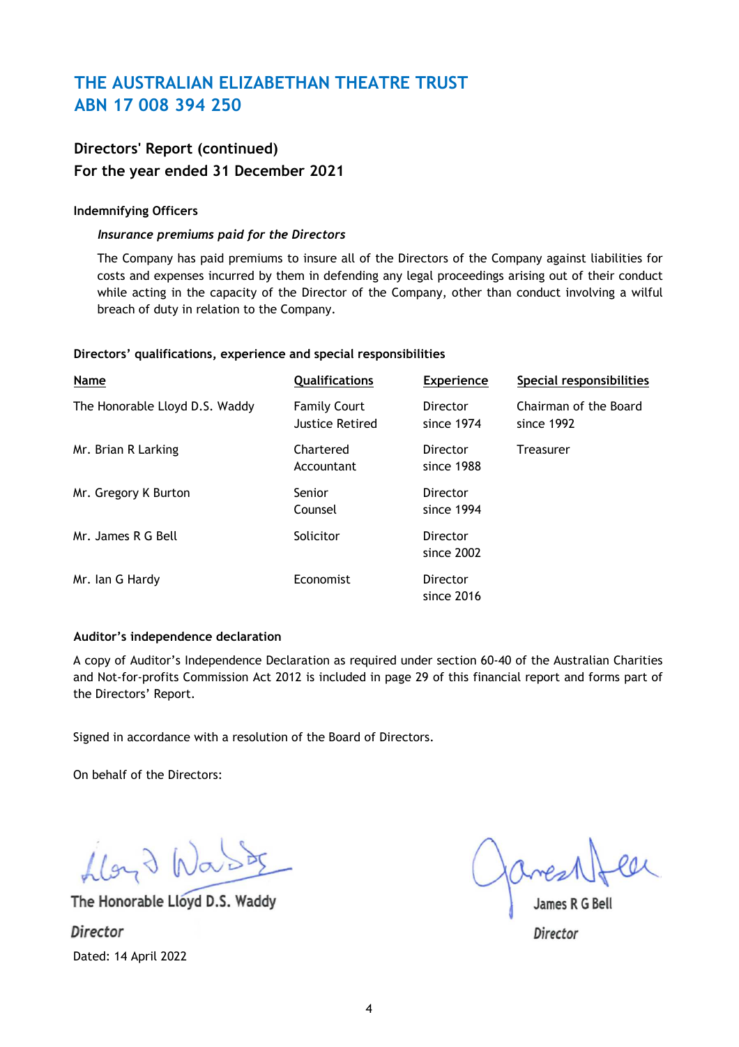# THE AUSTRALIAN ELIZABETHAN THEATRE TRUST
# ABN 17 008 394 250

## Directors' Report (continued)
## For the year ended 31 December 2021

**Indemnifying Officers**

*Insurance premiums paid for the Directors*

The Company has paid premiums to insure all of the Directors of the Company against liabilities for costs and expenses incurred by them in defending any legal proceedings arising out of their conduct while acting in the capacity of the Director of the Company, other than conduct involving a wilful breach of duty in relation to the Company.

**Directors' qualifications, experience and special responsibilities**

| Name | Qualifications | Experience | Special responsibilities |
|---|---|---|---|
| The Honorable Lloyd D.S. Waddy | Family Court Justice Retired | Director since 1974 | Chairman of the Board since 1992 |
| Mr. Brian R Larking | Chartered Accountant | Director since 1988 | Treasurer |
| Mr. Gregory K Burton | Senior Counsel | Director since 1994 | |
| Mr. James R G Bell | Solicitor | Director since 2002 | |
| Mr. Ian G Hardy | Economist | Director since 2016 | |

**Auditor's independence declaration**

A copy of Auditor's Independence Declaration as required under section 60-40 of the Australian Charities and Not-for-profits Commission Act 2012 is included in page 29 of this financial report and forms part of the Directors' Report.

Signed in accordance with a resolution of the Board of Directors.

On behalf of the Directors:

The Honorable Lloyd D.S. Waddy
*Director*
Dated: 14 April 2022

James R G Bell
*Director*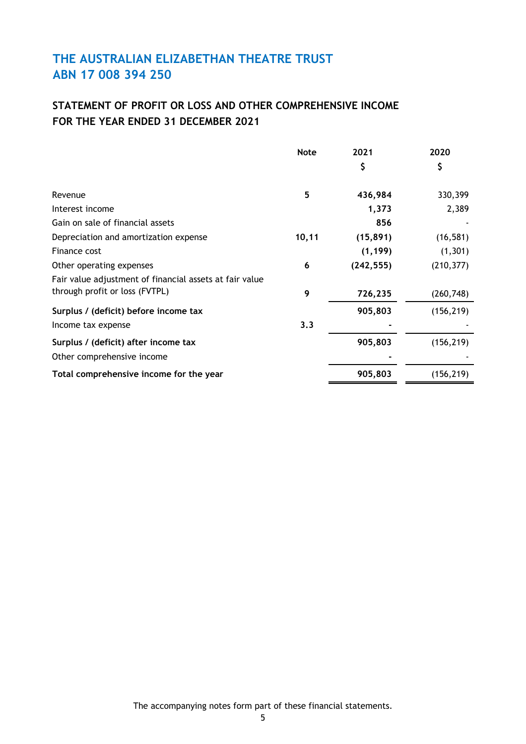# THE AUSTRALIAN ELIZABETHAN THEATRE TRUST
# ABN 17 008 394 250

## STATEMENT OF PROFIT OR LOSS AND OTHER COMPREHENSIVE INCOME FOR THE YEAR ENDED 31 DECEMBER 2021

| | Note | 2021 | 2020 |
|---|---|---|---|
| | | $ | $ |
| Revenue | 5 | **436,984** | 330,399 |
| Interest income | | **1,373** | 2,389 |
| Gain on sale of financial assets | | **856** | - |
| Depreciation and amortization expense | 10,11 | **(15,891)** | (16,581) |
| Finance cost | | **(1,199)** | (1,301) |
| Other operating expenses | 6 | **(242,555)** | (210,377) |
| Fair value adjustment of financial assets at fair value through profit or loss (FVTPL) | 9 | **726,235** | (260,748) |
| **Surplus / (deficit) before income tax** | | **905,803** | (156,219) |
| Income tax expense | 3.3 | **-** | - |
| **Surplus / (deficit) after income tax** | | **905,803** | (156,219) |
| Other comprehensive income | | **-** | - |
| **Total comprehensive income for the year** | | **905,803** | (156,219) |

The accompanying notes form part of these financial statements.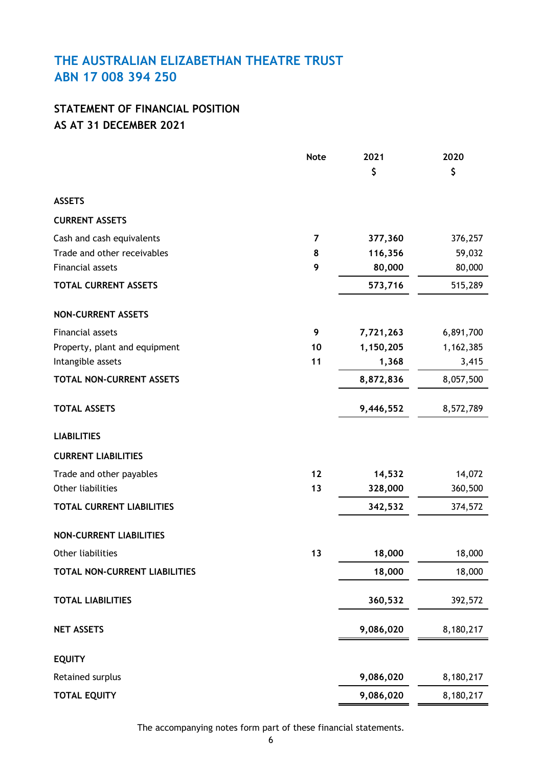# THE AUSTRALIAN ELIZABETHAN THEATRE TRUST
# ABN 17 008 394 250

## STATEMENT OF FINANCIAL POSITION
## AS AT 31 DECEMBER 2021

| | Note | 2021<br>$ | 2020<br>$ |
|---|---|---|---|
| **ASSETS** | | | |
| **CURRENT ASSETS** | | | |
| Cash and cash equivalents | 7 | **377,360** | 376,257 |
| Trade and other receivables | 8 | **116,356** | 59,032 |
| Financial assets | 9 | **80,000** | 80,000 |
| **TOTAL CURRENT ASSETS** | | **573,716** | 515,289 |
| **NON-CURRENT ASSETS** | | | |
| Financial assets | 9 | **7,721,263** | 6,891,700 |
| Property, plant and equipment | 10 | **1,150,205** | 1,162,385 |
| Intangible assets | 11 | **1,368** | 3,415 |
| **TOTAL NON-CURRENT ASSETS** | | **8,872,836** | 8,057,500 |
| **TOTAL ASSETS** | | **9,446,552** | 8,572,789 |
| **LIABILITIES** | | | |
| **CURRENT LIABILITIES** | | | |
| Trade and other payables | 12 | **14,532** | 14,072 |
| Other liabilities | 13 | **328,000** | 360,500 |
| **TOTAL CURRENT LIABILITIES** | | **342,532** | 374,572 |
| **NON-CURRENT LIABILITIES** | | | |
| Other liabilities | 13 | **18,000** | 18,000 |
| **TOTAL NON-CURRENT LIABILITIES** | | **18,000** | 18,000 |
| **TOTAL LIABILITIES** | | **360,532** | 392,572 |
| **NET ASSETS** | | **9,086,020** | 8,180,217 |
| **EQUITY** | | | |
| Retained surplus | | **9,086,020** | 8,180,217 |
| **TOTAL EQUITY** | | **9,086,020** | 8,180,217 |

The accompanying notes form part of these financial statements.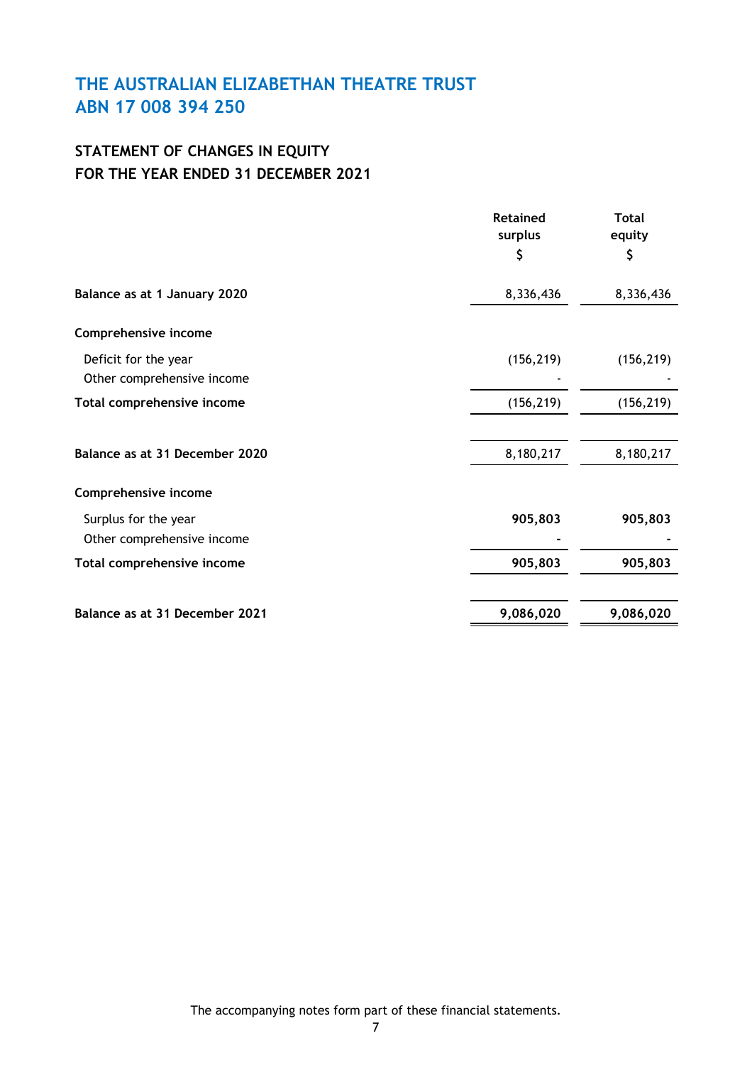# THE AUSTRALIAN ELIZABETHAN THEATRE TRUST
# ABN 17 008 394 250

## STATEMENT OF CHANGES IN EQUITY
## FOR THE YEAR ENDED 31 DECEMBER 2021

| | Retained surplus $ | Total equity $ |
|---|---|---|
| **Balance as at 1 January 2020** | 8,336,436 | 8,336,436 |
| **Comprehensive income** | | |
| Deficit for the year | (156,219) | (156,219) |
| Other comprehensive income | - | - |
| **Total comprehensive income** | (156,219) | (156,219) |
| **Balance as at 31 December 2020** | 8,180,217 | 8,180,217 |
| **Comprehensive income** | | |
| Surplus for the year | **905,803** | **905,803** |
| Other comprehensive income | **-** | **-** |
| **Total comprehensive income** | **905,803** | **905,803** |
| **Balance as at 31 December 2021** | **9,086,020** | **9,086,020** |

The accompanying notes form part of these financial statements.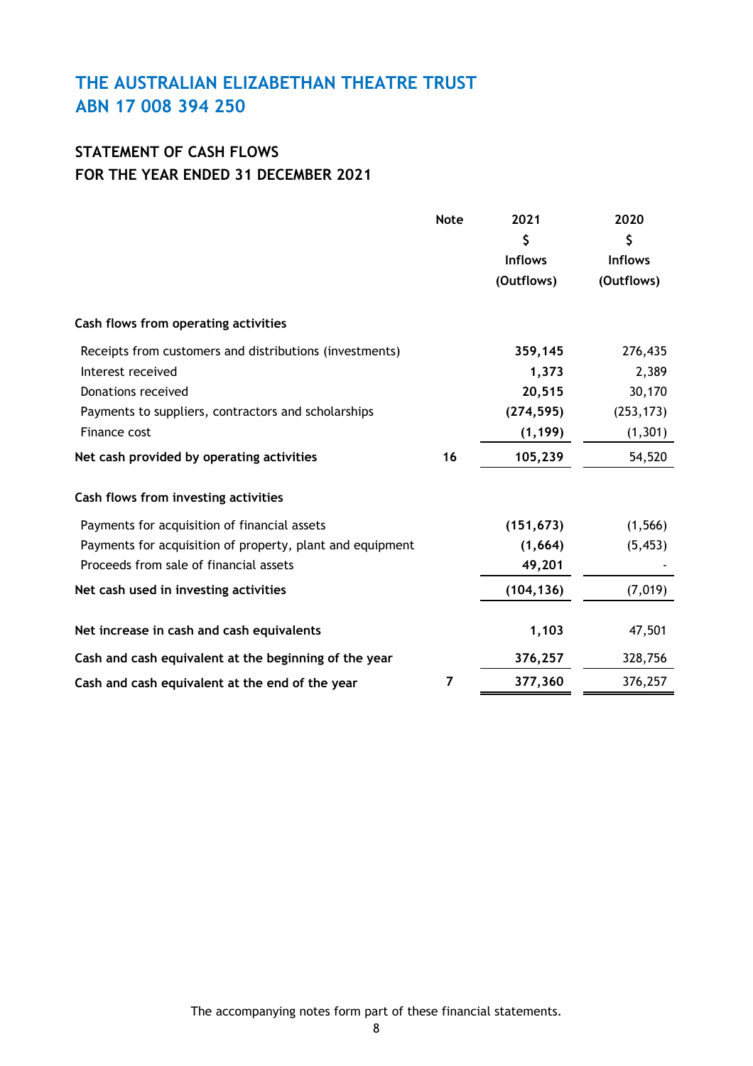# THE AUSTRALIAN ELIZABETHAN THEATRE TRUST
# ABN 17 008 394 250

## STATEMENT OF CASH FLOWS
## FOR THE YEAR ENDED 31 DECEMBER 2021

| | Note | 2021<br>$<br>Inflows<br>(Outflows) | 2020<br>$<br>Inflows<br>(Outflows) |
|---|---|---|---|
| **Cash flows from operating activities** | | | |
| Receipts from customers and distributions (investments) | | **359,145** | 276,435 |
| Interest received | | **1,373** | 2,389 |
| Donations received | | **20,515** | 30,170 |
| Payments to suppliers, contractors and scholarships | | **(274,595)** | (253,173) |
| Finance cost | | **(1,199)** | (1,301) |
| **Net cash provided by operating activities** | **16** | **105,239** | 54,520 |
| **Cash flows from investing activities** | | | |
| Payments for acquisition of financial assets | | **(151,673)** | (1,566) |
| Payments for acquisition of property, plant and equipment | | **(1,664)** | (5,453) |
| Proceeds from sale of financial assets | | **49,201** | - |
| **Net cash used in investing activities** | | **(104,136)** | (7,019) |
| **Net increase in cash and cash equivalents** | | **1,103** | 47,501 |
| **Cash and cash equivalent at the beginning of the year** | | **376,257** | 328,756 |
| **Cash and cash equivalent at the end of the year** | **7** | **377,360** | 376,257 |

The accompanying notes form part of these financial statements.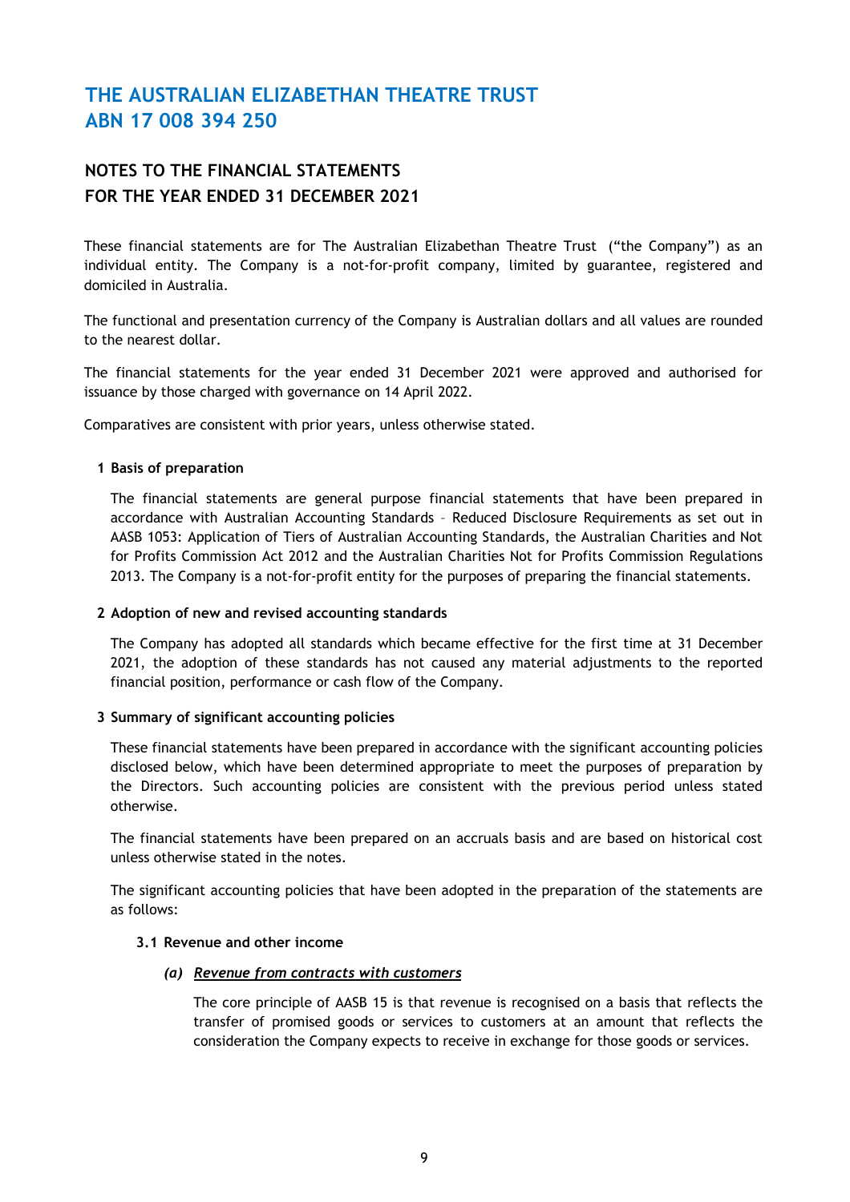# THE AUSTRALIAN ELIZABETHAN THEATRE TRUST
# ABN 17 008 394 250

## NOTES TO THE FINANCIAL STATEMENTS
## FOR THE YEAR ENDED 31 DECEMBER 2021

These financial statements are for The Australian Elizabethan Theatre Trust ("the Company") as an individual entity. The Company is a not-for-profit company, limited by guarantee, registered and domiciled in Australia.

The functional and presentation currency of the Company is Australian dollars and all values are rounded to the nearest dollar.

The financial statements for the year ended 31 December 2021 were approved and authorised for issuance by those charged with governance on 14 April 2022.

Comparatives are consistent with prior years, unless otherwise stated.

### 1 Basis of preparation

The financial statements are general purpose financial statements that have been prepared in accordance with Australian Accounting Standards – Reduced Disclosure Requirements as set out in AASB 1053: Application of Tiers of Australian Accounting Standards, the Australian Charities and Not for Profits Commission Act 2012 and the Australian Charities Not for Profits Commission Regulations 2013. The Company is a not-for-profit entity for the purposes of preparing the financial statements.

### 2 Adoption of new and revised accounting standards

The Company has adopted all standards which became effective for the first time at 31 December 2021, the adoption of these standards has not caused any material adjustments to the reported financial position, performance or cash flow of the Company.

### 3 Summary of significant accounting policies

These financial statements have been prepared in accordance with the significant accounting policies disclosed below, which have been determined appropriate to meet the purposes of preparation by the Directors. Such accounting policies are consistent with the previous period unless stated otherwise.

The financial statements have been prepared on an accruals basis and are based on historical cost unless otherwise stated in the notes.

The significant accounting policies that have been adopted in the preparation of the statements are as follows:

#### 3.1 Revenue and other income

##### *(a) Revenue from contracts with customers*

The core principle of AASB 15 is that revenue is recognised on a basis that reflects the transfer of promised goods or services to customers at an amount that reflects the consideration the Company expects to receive in exchange for those goods or services.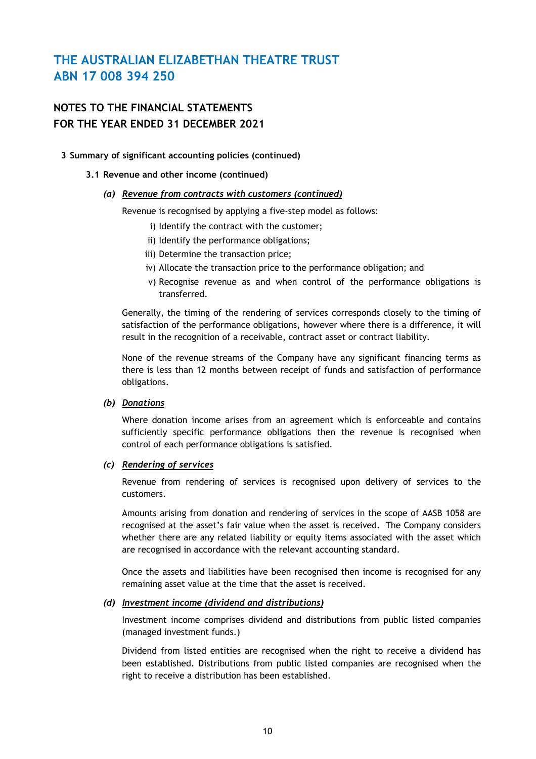# THE AUSTRALIAN ELIZABETHAN THEATRE TRUST
# ABN 17 008 394 250

## NOTES TO THE FINANCIAL STATEMENTS
## FOR THE YEAR ENDED 31 DECEMBER 2021

### 3 Summary of significant accounting policies (continued)

#### 3.1 Revenue and other income (continued)

##### *(a) Revenue from contracts with customers (continued)*

Revenue is recognised by applying a five-step model as follows:

i) Identify the contract with the customer;
ii) Identify the performance obligations;
iii) Determine the transaction price;
iv) Allocate the transaction price to the performance obligation; and
v) Recognise revenue as and when control of the performance obligations is transferred.

Generally, the timing of the rendering of services corresponds closely to the timing of satisfaction of the performance obligations, however where there is a difference, it will result in the recognition of a receivable, contract asset or contract liability.

None of the revenue streams of the Company have any significant financing terms as there is less than 12 months between receipt of funds and satisfaction of performance obligations.

##### *(b) Donations*

Where donation income arises from an agreement which is enforceable and contains sufficiently specific performance obligations then the revenue is recognised when control of each performance obligations is satisfied.

##### *(c) Rendering of services*

Revenue from rendering of services is recognised upon delivery of services to the customers.

Amounts arising from donation and rendering of services in the scope of AASB 1058 are recognised at the asset's fair value when the asset is received. The Company considers whether there are any related liability or equity items associated with the asset which are recognised in accordance with the relevant accounting standard.

Once the assets and liabilities have been recognised then income is recognised for any remaining asset value at the time that the asset is received.

##### *(d) Investment income (dividend and distributions)*

Investment income comprises dividend and distributions from public listed companies (managed investment funds.)

Dividend from listed entities are recognised when the right to receive a dividend has been established. Distributions from public listed companies are recognised when the right to receive a distribution has been established.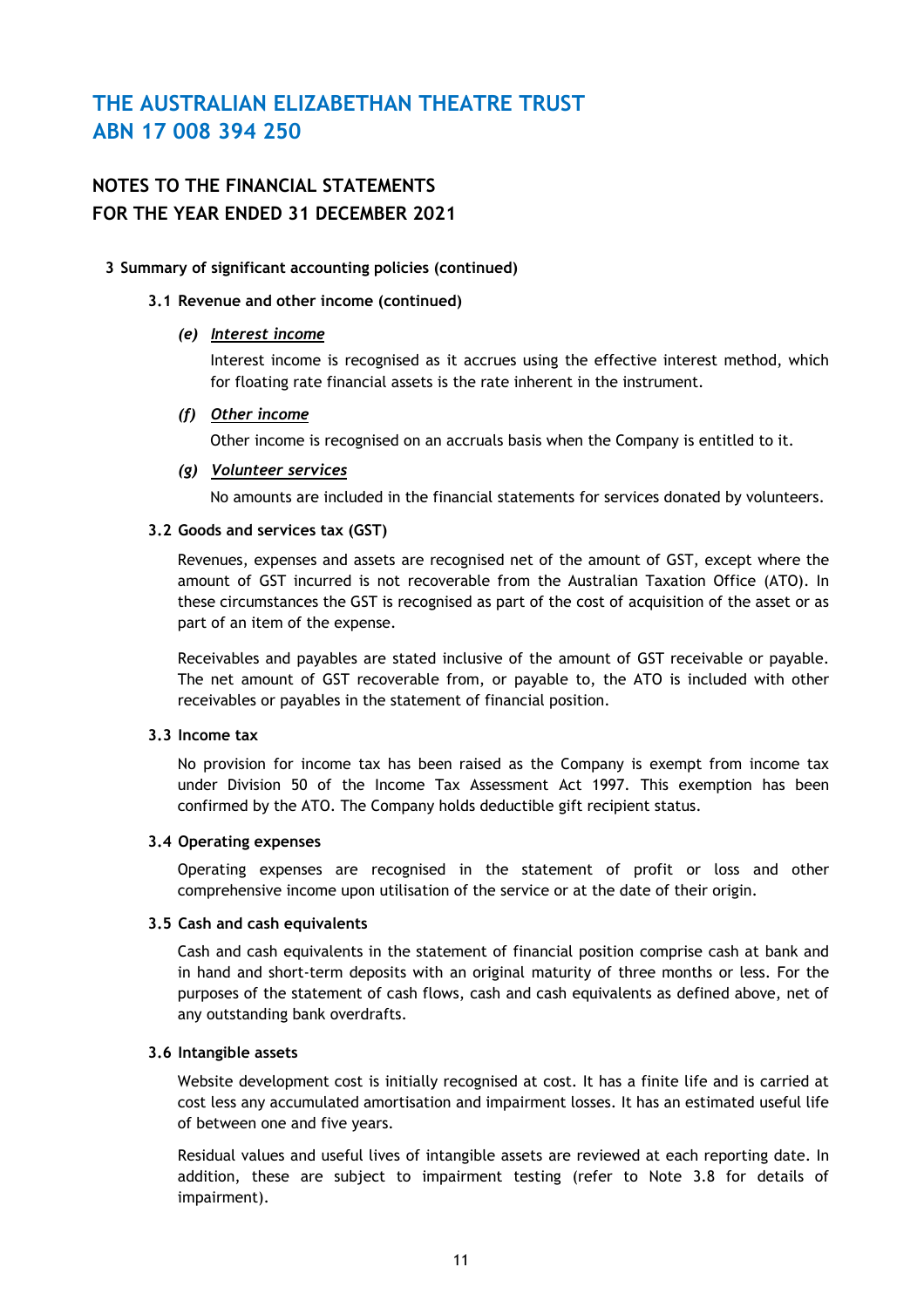# THE AUSTRALIAN ELIZABETHAN THEATRE TRUST
# ABN 17 008 394 250

## NOTES TO THE FINANCIAL STATEMENTS
## FOR THE YEAR ENDED 31 DECEMBER 2021

**3 Summary of significant accounting policies (continued)**

**3.1 Revenue and other income (continued)**

***(e) Interest income***

Interest income is recognised as it accrues using the effective interest method, which for floating rate financial assets is the rate inherent in the instrument.

***(f) Other income***

Other income is recognised on an accruals basis when the Company is entitled to it.

***(g) Volunteer services***

No amounts are included in the financial statements for services donated by volunteers.

**3.2 Goods and services tax (GST)**

Revenues, expenses and assets are recognised net of the amount of GST, except where the amount of GST incurred is not recoverable from the Australian Taxation Office (ATO). In these circumstances the GST is recognised as part of the cost of acquisition of the asset or as part of an item of the expense.

Receivables and payables are stated inclusive of the amount of GST receivable or payable. The net amount of GST recoverable from, or payable to, the ATO is included with other receivables or payables in the statement of financial position.

**3.3 Income tax**

No provision for income tax has been raised as the Company is exempt from income tax under Division 50 of the Income Tax Assessment Act 1997. This exemption has been confirmed by the ATO. The Company holds deductible gift recipient status.

**3.4 Operating expenses**

Operating expenses are recognised in the statement of profit or loss and other comprehensive income upon utilisation of the service or at the date of their origin.

**3.5 Cash and cash equivalents**

Cash and cash equivalents in the statement of financial position comprise cash at bank and in hand and short-term deposits with an original maturity of three months or less. For the purposes of the statement of cash flows, cash and cash equivalents as defined above, net of any outstanding bank overdrafts.

**3.6 Intangible assets**

Website development cost is initially recognised at cost. It has a finite life and is carried at cost less any accumulated amortisation and impairment losses. It has an estimated useful life of between one and five years.

Residual values and useful lives of intangible assets are reviewed at each reporting date. In addition, these are subject to impairment testing (refer to Note 3.8 for details of impairment).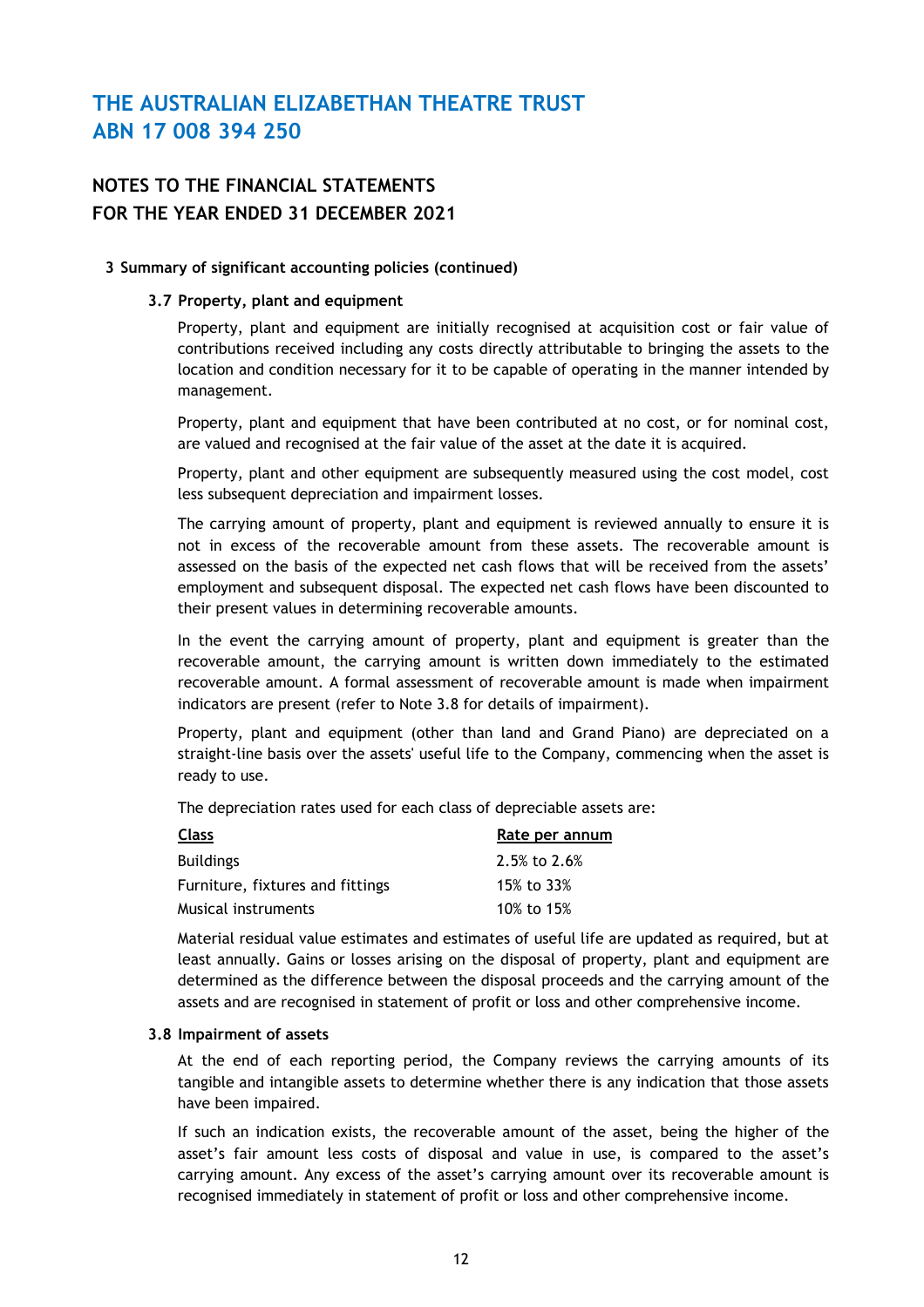# THE AUSTRALIAN ELIZABETHAN THEATRE TRUST
# ABN 17 008 394 250

## NOTES TO THE FINANCIAL STATEMENTS
## FOR THE YEAR ENDED 31 DECEMBER 2021

**3 Summary of significant accounting policies (continued)**

**3.7 Property, plant and equipment**

Property, plant and equipment are initially recognised at acquisition cost or fair value of contributions received including any costs directly attributable to bringing the assets to the location and condition necessary for it to be capable of operating in the manner intended by management.

Property, plant and equipment that have been contributed at no cost, or for nominal cost, are valued and recognised at the fair value of the asset at the date it is acquired.

Property, plant and other equipment are subsequently measured using the cost model, cost less subsequent depreciation and impairment losses.

The carrying amount of property, plant and equipment is reviewed annually to ensure it is not in excess of the recoverable amount from these assets. The recoverable amount is assessed on the basis of the expected net cash flows that will be received from the assets' employment and subsequent disposal. The expected net cash flows have been discounted to their present values in determining recoverable amounts.

In the event the carrying amount of property, plant and equipment is greater than the recoverable amount, the carrying amount is written down immediately to the estimated recoverable amount. A formal assessment of recoverable amount is made when impairment indicators are present (refer to Note 3.8 for details of impairment).

Property, plant and equipment (other than land and Grand Piano) are depreciated on a straight-line basis over the assets' useful life to the Company, commencing when the asset is ready to use.

The depreciation rates used for each class of depreciable assets are:

| Class | Rate per annum |
|---|---|
| Buildings | 2.5% to 2.6% |
| Furniture, fixtures and fittings | 15% to 33% |
| Musical instruments | 10% to 15% |

Material residual value estimates and estimates of useful life are updated as required, but at least annually. Gains or losses arising on the disposal of property, plant and equipment are determined as the difference between the disposal proceeds and the carrying amount of the assets and are recognised in statement of profit or loss and other comprehensive income.

**3.8 Impairment of assets**

At the end of each reporting period, the Company reviews the carrying amounts of its tangible and intangible assets to determine whether there is any indication that those assets have been impaired.

If such an indication exists, the recoverable amount of the asset, being the higher of the asset's fair amount less costs of disposal and value in use, is compared to the asset's carrying amount. Any excess of the asset's carrying amount over its recoverable amount is recognised immediately in statement of profit or loss and other comprehensive income.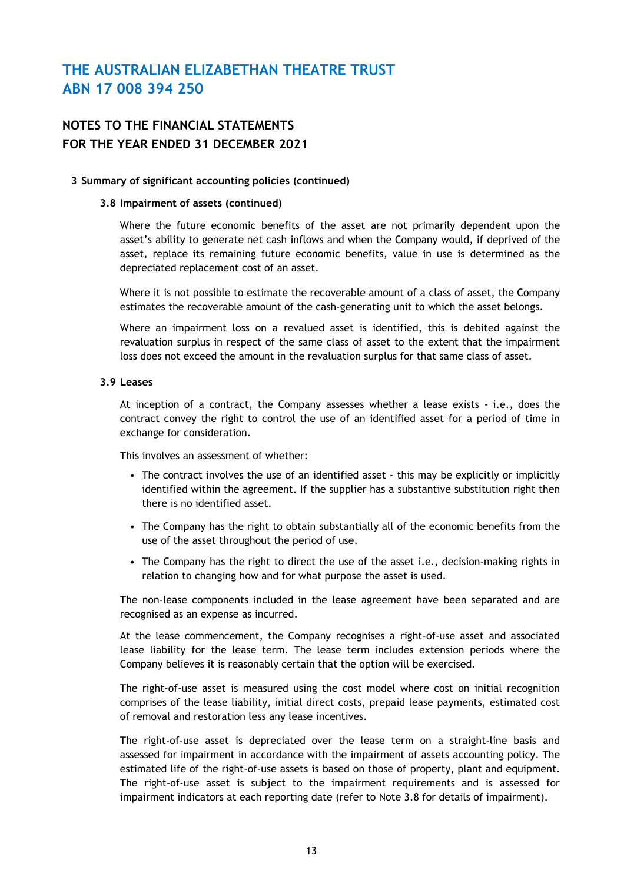# THE AUSTRALIAN ELIZABETHAN THEATRE TRUST
# ABN 17 008 394 250

## NOTES TO THE FINANCIAL STATEMENTS
## FOR THE YEAR ENDED 31 DECEMBER 2021

**3 Summary of significant accounting policies (continued)**

**3.8 Impairment of assets (continued)**

Where the future economic benefits of the asset are not primarily dependent upon the asset's ability to generate net cash inflows and when the Company would, if deprived of the asset, replace its remaining future economic benefits, value in use is determined as the depreciated replacement cost of an asset.

Where it is not possible to estimate the recoverable amount of a class of asset, the Company estimates the recoverable amount of the cash-generating unit to which the asset belongs.

Where an impairment loss on a revalued asset is identified, this is debited against the revaluation surplus in respect of the same class of asset to the extent that the impairment loss does not exceed the amount in the revaluation surplus for that same class of asset.

**3.9 Leases**

At inception of a contract, the Company assesses whether a lease exists - i.e., does the contract convey the right to control the use of an identified asset for a period of time in exchange for consideration.

This involves an assessment of whether:

- The contract involves the use of an identified asset - this may be explicitly or implicitly identified within the agreement. If the supplier has a substantive substitution right then there is no identified asset.
- The Company has the right to obtain substantially all of the economic benefits from the use of the asset throughout the period of use.
- The Company has the right to direct the use of the asset i.e., decision-making rights in relation to changing how and for what purpose the asset is used.

The non-lease components included in the lease agreement have been separated and are recognised as an expense as incurred.

At the lease commencement, the Company recognises a right-of-use asset and associated lease liability for the lease term. The lease term includes extension periods where the Company believes it is reasonably certain that the option will be exercised.

The right-of-use asset is measured using the cost model where cost on initial recognition comprises of the lease liability, initial direct costs, prepaid lease payments, estimated cost of removal and restoration less any lease incentives.

The right-of-use asset is depreciated over the lease term on a straight-line basis and assessed for impairment in accordance with the impairment of assets accounting policy. The estimated life of the right-of-use assets is based on those of property, plant and equipment. The right-of-use asset is subject to the impairment requirements and is assessed for impairment indicators at each reporting date (refer to Note 3.8 for details of impairment).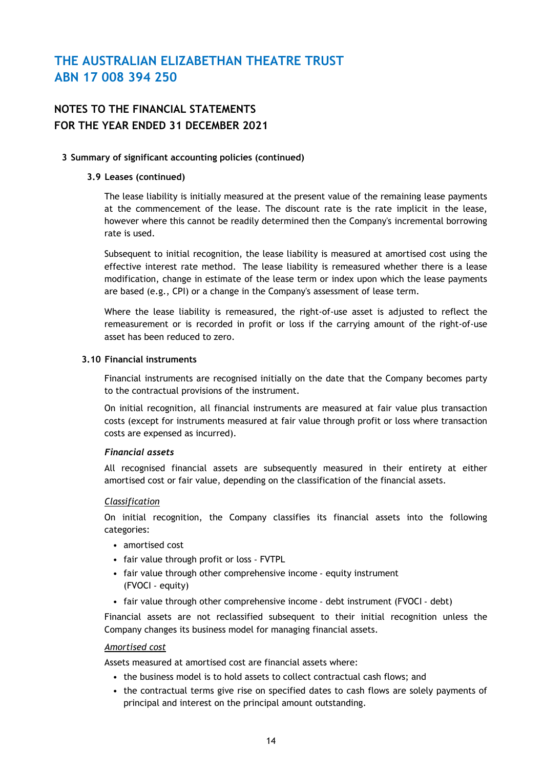# THE AUSTRALIAN ELIZABETHAN THEATRE TRUST
# ABN 17 008 394 250

## NOTES TO THE FINANCIAL STATEMENTS
## FOR THE YEAR ENDED 31 DECEMBER 2021

**3 Summary of significant accounting policies (continued)**

**3.9 Leases (continued)**

The lease liability is initially measured at the present value of the remaining lease payments at the commencement of the lease. The discount rate is the rate implicit in the lease, however where this cannot be readily determined then the Company's incremental borrowing rate is used.

Subsequent to initial recognition, the lease liability is measured at amortised cost using the effective interest rate method. The lease liability is remeasured whether there is a lease modification, change in estimate of the lease term or index upon which the lease payments are based (e.g., CPI) or a change in the Company's assessment of lease term.

Where the lease liability is remeasured, the right-of-use asset is adjusted to reflect the remeasurement or is recorded in profit or loss if the carrying amount of the right-of-use asset has been reduced to zero.

**3.10 Financial instruments**

Financial instruments are recognised initially on the date that the Company becomes party to the contractual provisions of the instrument.

On initial recognition, all financial instruments are measured at fair value plus transaction costs (except for instruments measured at fair value through profit or loss where transaction costs are expensed as incurred).

***Financial assets***

All recognised financial assets are subsequently measured in their entirety at either amortised cost or fair value, depending on the classification of the financial assets.

*Classification*

On initial recognition, the Company classifies its financial assets into the following categories:

- amortised cost
- fair value through profit or loss - FVTPL
- fair value through other comprehensive income - equity instrument (FVOCI - equity)
- fair value through other comprehensive income - debt instrument (FVOCI - debt)

Financial assets are not reclassified subsequent to their initial recognition unless the Company changes its business model for managing financial assets.

*Amortised cost*

Assets measured at amortised cost are financial assets where:

- the business model is to hold assets to collect contractual cash flows; and
- the contractual terms give rise on specified dates to cash flows are solely payments of principal and interest on the principal amount outstanding.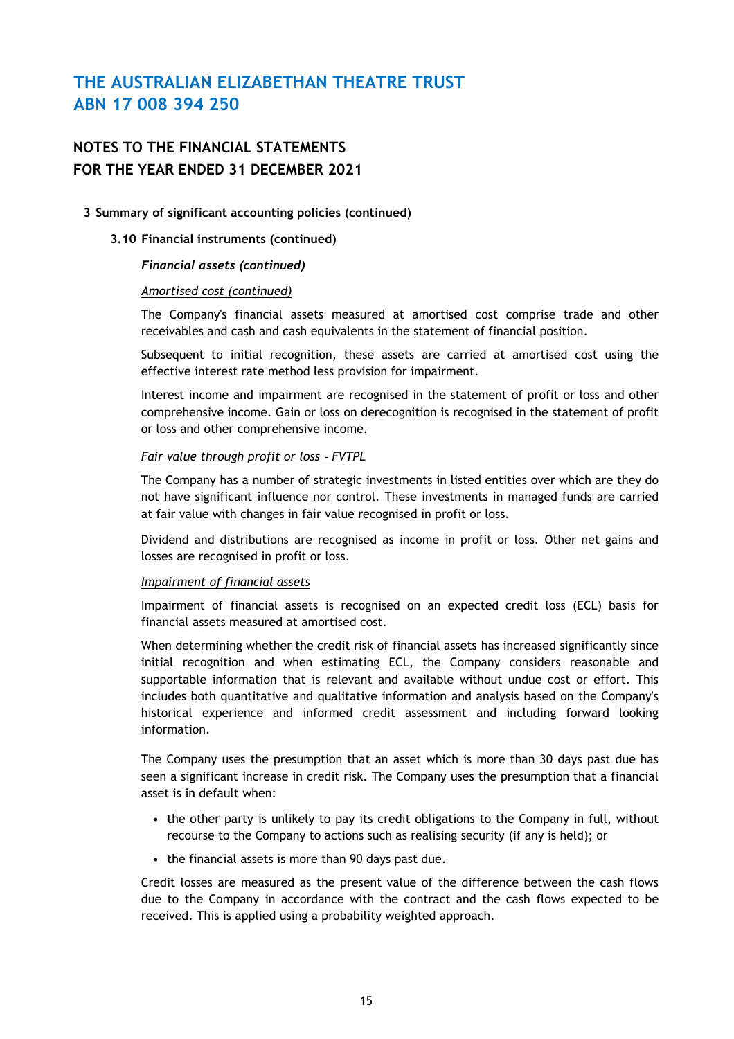# THE AUSTRALIAN ELIZABETHAN THEATRE TRUST
# ABN 17 008 394 250

## NOTES TO THE FINANCIAL STATEMENTS
## FOR THE YEAR ENDED 31 DECEMBER 2021

**3 Summary of significant accounting policies (continued)**

**3.10 Financial instruments (continued)**

***Financial assets (continued)***

*Amortised cost (continued)*

The Company's financial assets measured at amortised cost comprise trade and other receivables and cash and cash equivalents in the statement of financial position.

Subsequent to initial recognition, these assets are carried at amortised cost using the effective interest rate method less provision for impairment.

Interest income and impairment are recognised in the statement of profit or loss and other comprehensive income. Gain or loss on derecognition is recognised in the statement of profit or loss and other comprehensive income.

*Fair value through profit or loss - FVTPL*

The Company has a number of strategic investments in listed entities over which are they do not have significant influence nor control. These investments in managed funds are carried at fair value with changes in fair value recognised in profit or loss.

Dividend and distributions are recognised as income in profit or loss. Other net gains and losses are recognised in profit or loss.

*Impairment of financial assets*

Impairment of financial assets is recognised on an expected credit loss (ECL) basis for financial assets measured at amortised cost.

When determining whether the credit risk of financial assets has increased significantly since initial recognition and when estimating ECL, the Company considers reasonable and supportable information that is relevant and available without undue cost or effort. This includes both quantitative and qualitative information and analysis based on the Company's historical experience and informed credit assessment and including forward looking information.

The Company uses the presumption that an asset which is more than 30 days past due has seen a significant increase in credit risk. The Company uses the presumption that a financial asset is in default when:

- the other party is unlikely to pay its credit obligations to the Company in full, without recourse to the Company to actions such as realising security (if any is held); or
- the financial assets is more than 90 days past due.

Credit losses are measured as the present value of the difference between the cash flows due to the Company in accordance with the contract and the cash flows expected to be received. This is applied using a probability weighted approach.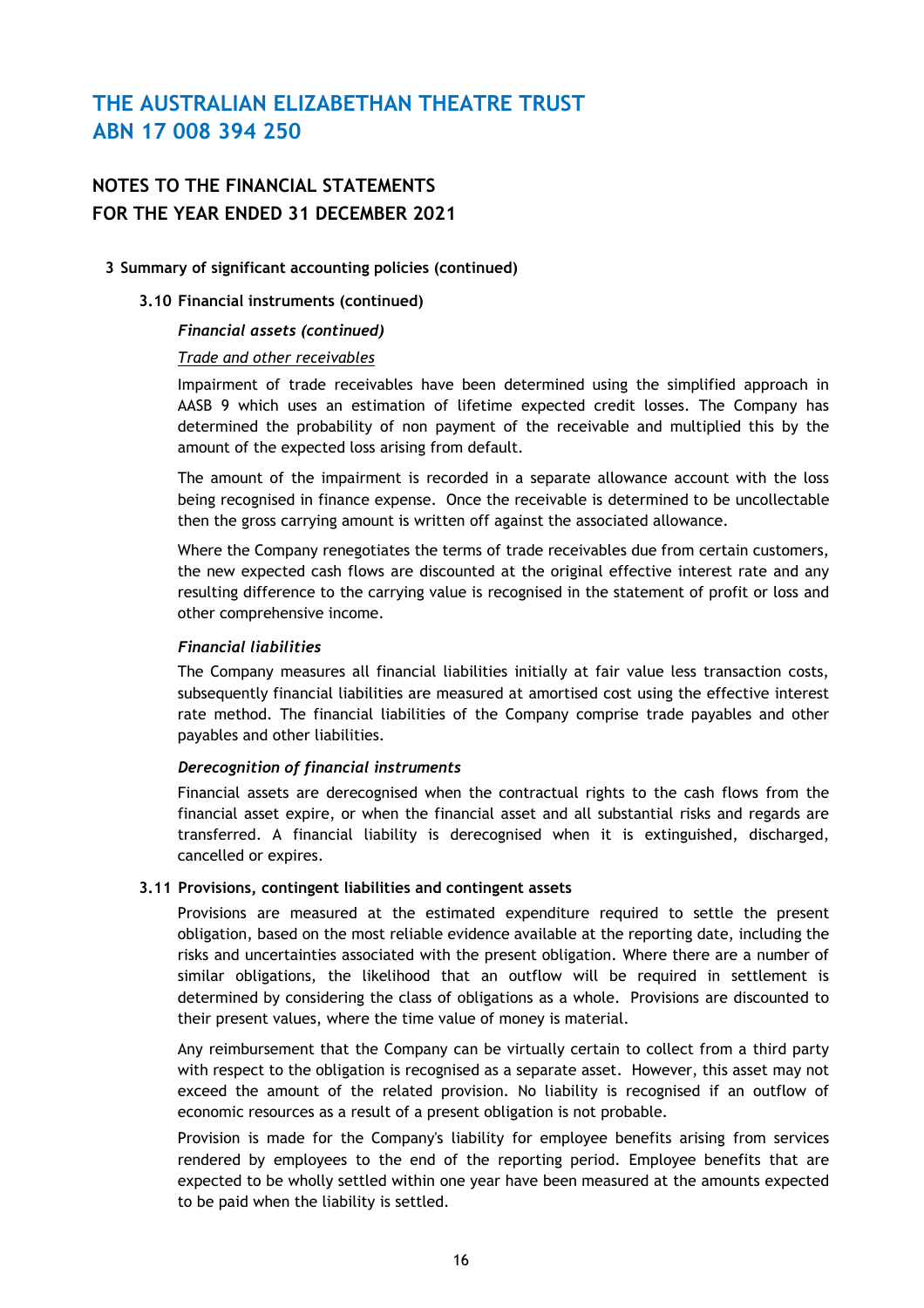# THE AUSTRALIAN ELIZABETHAN THEATRE TRUST
# ABN 17 008 394 250

## NOTES TO THE FINANCIAL STATEMENTS
## FOR THE YEAR ENDED 31 DECEMBER 2021

**3 Summary of significant accounting policies (continued)**

**3.10 Financial instruments (continued)**

***Financial assets (continued)***

*Trade and other receivables*

Impairment of trade receivables have been determined using the simplified approach in AASB 9 which uses an estimation of lifetime expected credit losses. The Company has determined the probability of non payment of the receivable and multiplied this by the amount of the expected loss arising from default.

The amount of the impairment is recorded in a separate allowance account with the loss being recognised in finance expense. Once the receivable is determined to be uncollectable then the gross carrying amount is written off against the associated allowance.

Where the Company renegotiates the terms of trade receivables due from certain customers, the new expected cash flows are discounted at the original effective interest rate and any resulting difference to the carrying value is recognised in the statement of profit or loss and other comprehensive income.

***Financial liabilities***

The Company measures all financial liabilities initially at fair value less transaction costs, subsequently financial liabilities are measured at amortised cost using the effective interest rate method. The financial liabilities of the Company comprise trade payables and other payables and other liabilities.

***Derecognition of financial instruments***

Financial assets are derecognised when the contractual rights to the cash flows from the financial asset expire, or when the financial asset and all substantial risks and regards are transferred. A financial liability is derecognised when it is extinguished, discharged, cancelled or expires.

**3.11 Provisions, contingent liabilities and contingent assets**

Provisions are measured at the estimated expenditure required to settle the present obligation, based on the most reliable evidence available at the reporting date, including the risks and uncertainties associated with the present obligation. Where there are a number of similar obligations, the likelihood that an outflow will be required in settlement is determined by considering the class of obligations as a whole. Provisions are discounted to their present values, where the time value of money is material.

Any reimbursement that the Company can be virtually certain to collect from a third party with respect to the obligation is recognised as a separate asset. However, this asset may not exceed the amount of the related provision. No liability is recognised if an outflow of economic resources as a result of a present obligation is not probable.

Provision is made for the Company's liability for employee benefits arising from services rendered by employees to the end of the reporting period. Employee benefits that are expected to be wholly settled within one year have been measured at the amounts expected to be paid when the liability is settled.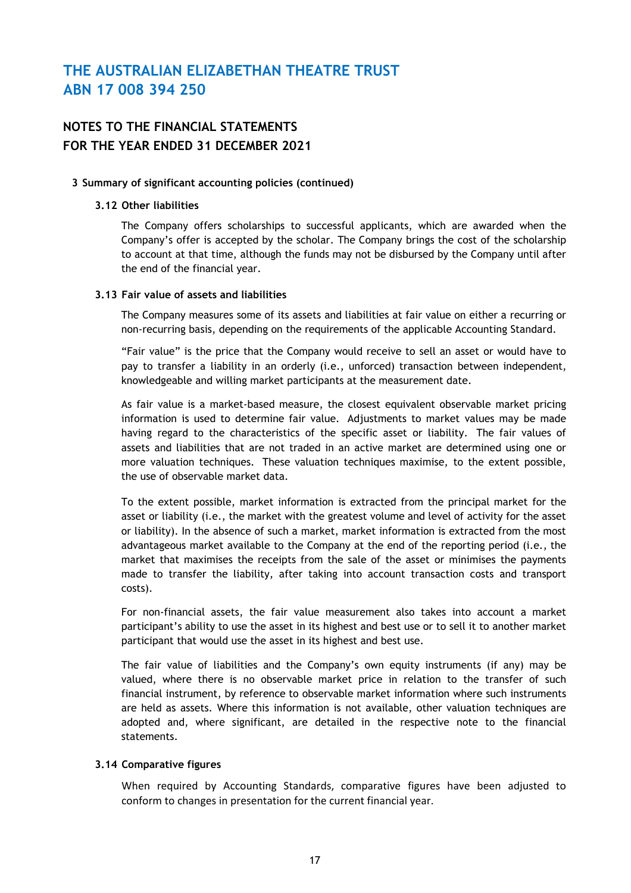# THE AUSTRALIAN ELIZABETHAN THEATRE TRUST
# ABN 17 008 394 250

## NOTES TO THE FINANCIAL STATEMENTS
## FOR THE YEAR ENDED 31 DECEMBER 2021

**3 Summary of significant accounting policies (continued)**

**3.12 Other liabilities**

The Company offers scholarships to successful applicants, which are awarded when the Company's offer is accepted by the scholar. The Company brings the cost of the scholarship to account at that time, although the funds may not be disbursed by the Company until after the end of the financial year.

**3.13 Fair value of assets and liabilities**

The Company measures some of its assets and liabilities at fair value on either a recurring or non-recurring basis, depending on the requirements of the applicable Accounting Standard.

"Fair value" is the price that the Company would receive to sell an asset or would have to pay to transfer a liability in an orderly (i.e., unforced) transaction between independent, knowledgeable and willing market participants at the measurement date.

As fair value is a market-based measure, the closest equivalent observable market pricing information is used to determine fair value. Adjustments to market values may be made having regard to the characteristics of the specific asset or liability. The fair values of assets and liabilities that are not traded in an active market are determined using one or more valuation techniques. These valuation techniques maximise, to the extent possible, the use of observable market data.

To the extent possible, market information is extracted from the principal market for the asset or liability (i.e., the market with the greatest volume and level of activity for the asset or liability). In the absence of such a market, market information is extracted from the most advantageous market available to the Company at the end of the reporting period (i.e., the market that maximises the receipts from the sale of the asset or minimises the payments made to transfer the liability, after taking into account transaction costs and transport costs).

For non-financial assets, the fair value measurement also takes into account a market participant's ability to use the asset in its highest and best use or to sell it to another market participant that would use the asset in its highest and best use.

The fair value of liabilities and the Company's own equity instruments (if any) may be valued, where there is no observable market price in relation to the transfer of such financial instrument, by reference to observable market information where such instruments are held as assets. Where this information is not available, other valuation techniques are adopted and, where significant, are detailed in the respective note to the financial statements.

**3.14 Comparative figures**

When required by Accounting Standards, comparative figures have been adjusted to conform to changes in presentation for the current financial year.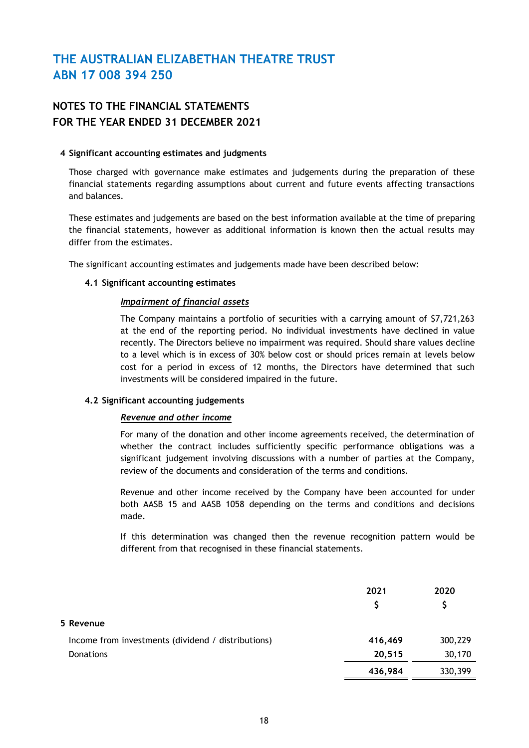# THE AUSTRALIAN ELIZABETHAN THEATRE TRUST
# ABN 17 008 394 250

## NOTES TO THE FINANCIAL STATEMENTS
## FOR THE YEAR ENDED 31 DECEMBER 2021

### 4 Significant accounting estimates and judgments

Those charged with governance make estimates and judgements during the preparation of these financial statements regarding assumptions about current and future events affecting transactions and balances.

These estimates and judgements are based on the best information available at the time of preparing the financial statements, however as additional information is known then the actual results may differ from the estimates.

The significant accounting estimates and judgements made have been described below:

#### 4.1 Significant accounting estimates

***Impairment of financial assets***

The Company maintains a portfolio of securities with a carrying amount of $7,721,263 at the end of the reporting period. No individual investments have declined in value recently. The Directors believe no impairment was required. Should share values decline to a level which is in excess of 30% below cost or should prices remain at levels below cost for a period in excess of 12 months, the Directors have determined that such investments will be considered impaired in the future.

#### 4.2 Significant accounting judgements

***Revenue and other income***

For many of the donation and other income agreements received, the determination of whether the contract includes sufficiently specific performance obligations was a significant judgement involving discussions with a number of parties at the Company, review of the documents and consideration of the terms and conditions.

Revenue and other income received by the Company have been accounted for under both AASB 15 and AASB 1058 depending on the terms and conditions and decisions made.

If this determination was changed then the revenue recognition pattern would be different from that recognised in these financial statements.

| | 2021<br>$ | 2020<br>$ |
|---|---|---|
| **5 Revenue** | | |
| Income from investments (dividend / distributions) | **416,469** | 300,229 |
| Donations | **20,515** | 30,170 |
| | **436,984** | 330,399 |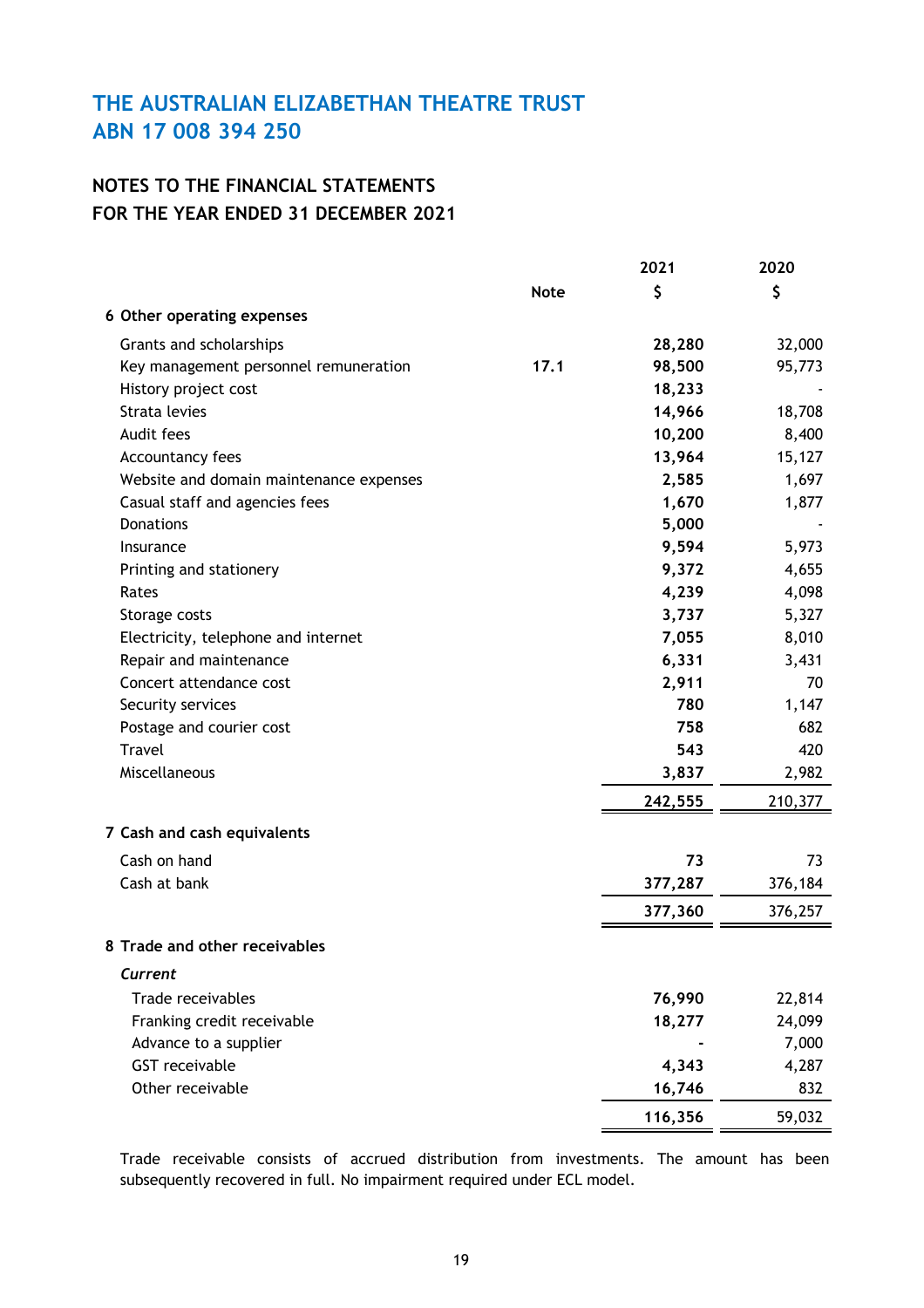# THE AUSTRALIAN ELIZABETHAN THEATRE TRUST
# ABN 17 008 394 250

## NOTES TO THE FINANCIAL STATEMENTS
## FOR THE YEAR ENDED 31 DECEMBER 2021

| | Note | 2021 $ | 2020 $ |
|---|---|---|---|
| **6 Other operating expenses** | | | |
| Grants and scholarships | | **28,280** | 32,000 |
| Key management personnel remuneration | **17.1** | **98,500** | 95,773 |
| History project cost | | **18,233** | - |
| Strata levies | | **14,966** | 18,708 |
| Audit fees | | **10,200** | 8,400 |
| Accountancy fees | | **13,964** | 15,127 |
| Website and domain maintenance expenses | | **2,585** | 1,697 |
| Casual staff and agencies fees | | **1,670** | 1,877 |
| Donations | | **5,000** | - |
| Insurance | | **9,594** | 5,973 |
| Printing and stationery | | **9,372** | 4,655 |
| Rates | | **4,239** | 4,098 |
| Storage costs | | **3,737** | 5,327 |
| Electricity, telephone and internet | | **7,055** | 8,010 |
| Repair and maintenance | | **6,331** | 3,431 |
| Concert attendance cost | | **2,911** | 70 |
| Security services | | **780** | 1,147 |
| Postage and courier cost | | **758** | 682 |
| Travel | | **543** | 420 |
| Miscellaneous | | **3,837** | 2,982 |
| | | **242,555** | 210,377 |
| **7 Cash and cash equivalents** | | | |
| Cash on hand | | **73** | 73 |
| Cash at bank | | **377,287** | 376,184 |
| | | **377,360** | 376,257 |
| **8 Trade and other receivables** | | | |
| ***Current*** | | | |
| Trade receivables | | **76,990** | 22,814 |
| Franking credit receivable | | **18,277** | 24,099 |
| Advance to a supplier | | **-** | 7,000 |
| GST receivable | | **4,343** | 4,287 |
| Other receivable | | **16,746** | 832 |
| | | **116,356** | 59,032 |

Trade receivable consists of accrued distribution from investments. The amount has been subsequently recovered in full. No impairment required under ECL model.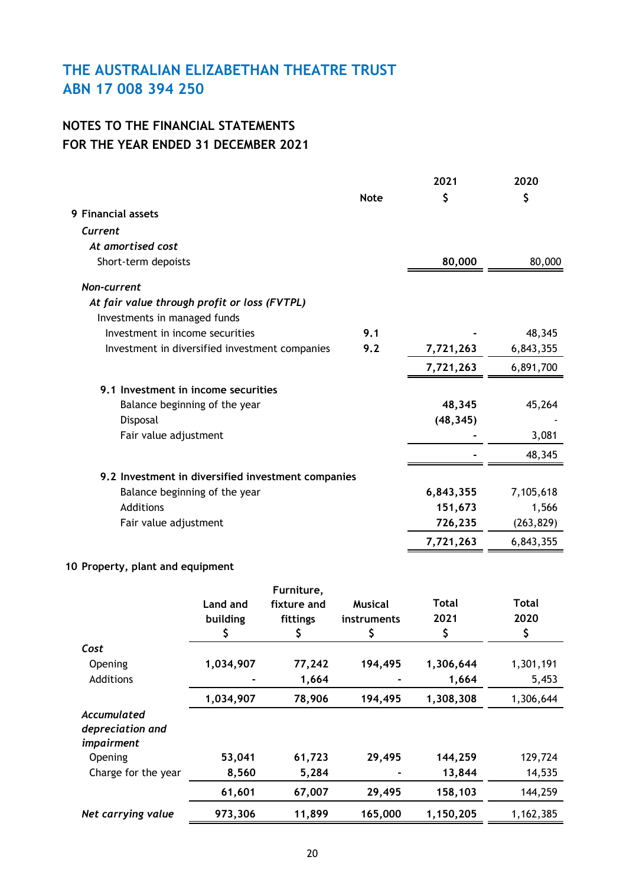# THE AUSTRALIAN ELIZABETHAN THEATRE TRUST
# ABN 17 008 394 250

## NOTES TO THE FINANCIAL STATEMENTS
## FOR THE YEAR ENDED 31 DECEMBER 2021

| | Note | 2021 $ | 2020 $ |
|---|---|---|---|
| **9 Financial assets** | | | |
| ***Current*** | | | |
| ***At amortised cost*** | | | |
| Short-term depoists | | **80,000** | 80,000 |
| ***Non-current*** | | | |
| ***At fair value through profit or loss (FVTPL)*** | | | |
| Investments in managed funds | | | |
| Investment in income securities | 9.1 | **-** | 48,345 |
| Investment in diversified investment companies | 9.2 | **7,721,263** | 6,843,355 |
| | | **7,721,263** | 6,891,700 |
| **9.1 Investment in income securities** | | | |
| Balance beginning of the year | | **48,345** | 45,264 |
| Disposal | | **(48,345)** | - |
| Fair value adjustment | | **-** | 3,081 |
| | | **-** | 48,345 |
| **9.2 Investment in diversified investment companies** | | | |
| Balance beginning of the year | | **6,843,355** | 7,105,618 |
| Additions | | **151,673** | 1,566 |
| Fair value adjustment | | **726,235** | (263,829) |
| | | **7,721,263** | 6,843,355 |

**10 Property, plant and equipment**

| | Land and building $ | Furniture, fixture and fittings $ | Musical instruments $ | Total 2021 $ | Total 2020 $ |
|---|---|---|---|---|---|
| ***Cost*** | | | | | |
| Opening | **1,034,907** | **77,242** | **194,495** | **1,306,644** | 1,301,191 |
| Additions | **-** | **1,664** | **-** | **1,664** | 5,453 |
| | **1,034,907** | **78,906** | **194,495** | **1,308,308** | 1,306,644 |
| ***Accumulated depreciation and impairment*** | | | | | |
| Opening | **53,041** | **61,723** | **29,495** | **144,259** | 129,724 |
| Charge for the year | **8,560** | **5,284** | **-** | **13,844** | 14,535 |
| | **61,601** | **67,007** | **29,495** | **158,103** | 144,259 |
| ***Net carrying value*** | **973,306** | **11,899** | **165,000** | **1,150,205** | 1,162,385 |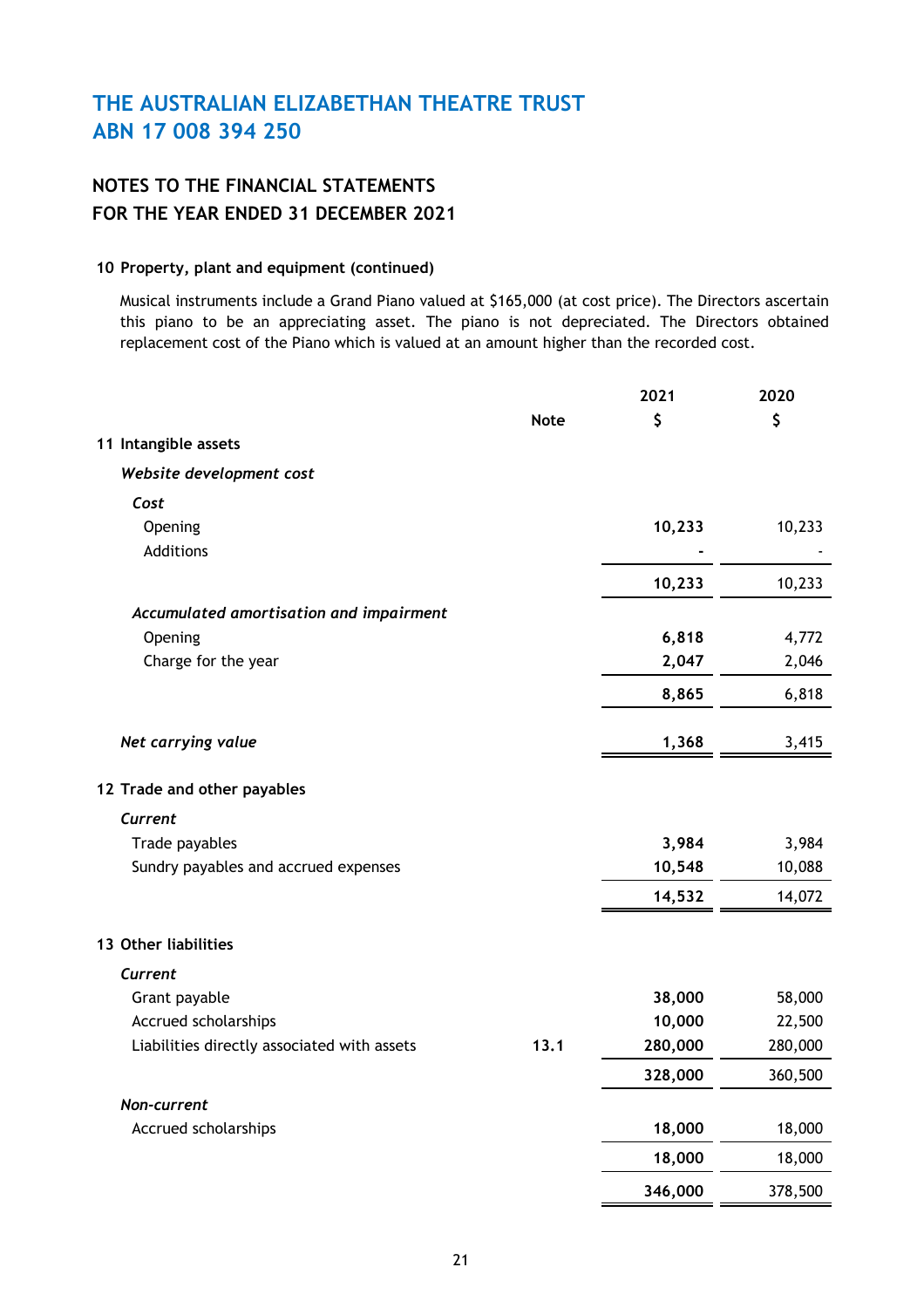# THE AUSTRALIAN ELIZABETHAN THEATRE TRUST
# ABN 17 008 394 250

## NOTES TO THE FINANCIAL STATEMENTS
## FOR THE YEAR ENDED 31 DECEMBER 2021

### 10 Property, plant and equipment (continued)

Musical instruments include a Grand Piano valued at $165,000 (at cost price). The Directors ascertain this piano to be an appreciating asset. The piano is not depreciated. The Directors obtained replacement cost of the Piano which is valued at an amount higher than the recorded cost.

| | Note | 2021 $ | 2020 $ |
|---|---|---|---|
| **11 Intangible assets** | | | |
| ***Website development cost*** | | | |
| *Cost* | | | |
| Opening | | **10,233** | 10,233 |
| Additions | | **-** | - |
| | | **10,233** | 10,233 |
| *Accumulated amortisation and impairment* | | | |
| Opening | | **6,818** | 4,772 |
| Charge for the year | | **2,047** | 2,046 |
| | | **8,865** | 6,818 |
| ***Net carrying value*** | | **1,368** | 3,415 |
| **12 Trade and other payables** | | | |
| ***Current*** | | | |
| Trade payables | | **3,984** | 3,984 |
| Sundry payables and accrued expenses | | **10,548** | 10,088 |
| | | **14,532** | 14,072 |
| **13 Other liabilities** | | | |
| ***Current*** | | | |
| Grant payable | | **38,000** | 58,000 |
| Accrued scholarships | | **10,000** | 22,500 |
| Liabilities directly associated with assets | 13.1 | **280,000** | 280,000 |
| | | **328,000** | 360,500 |
| ***Non-current*** | | | |
| Accrued scholarships | | **18,000** | 18,000 |
| | | **18,000** | 18,000 |
| | | **346,000** | 378,500 |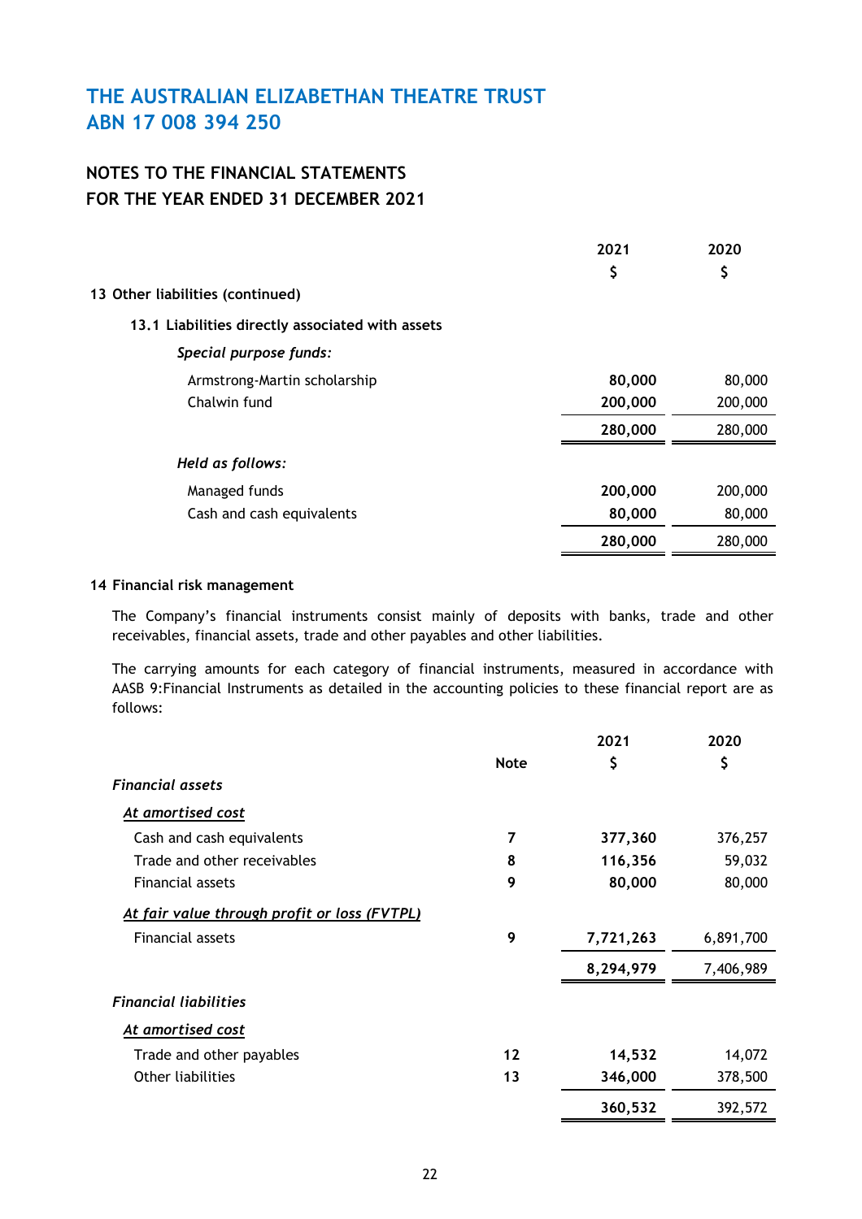# THE AUSTRALIAN ELIZABETHAN THEATRE TRUST
# ABN 17 008 394 250

## NOTES TO THE FINANCIAL STATEMENTS
## FOR THE YEAR ENDED 31 DECEMBER 2021

| | 2021<br>$ | 2020<br>$ |
|---|---|---|
| **13 Other liabilities (continued)** | | |
| **13.1 Liabilities directly associated with assets** | | |
| *Special purpose funds:* | | |
| Armstrong-Martin scholarship | **80,000** | 80,000 |
| Chalwin fund | **200,000** | 200,000 |
| | **280,000** | 280,000 |
| *Held as follows:* | | |
| Managed funds | **200,000** | 200,000 |
| Cash and cash equivalents | **80,000** | 80,000 |
| | **280,000** | 280,000 |

### 14 Financial risk management

The Company's financial instruments consist mainly of deposits with banks, trade and other receivables, financial assets, trade and other payables and other liabilities.

The carrying amounts for each category of financial instruments, measured in accordance with AASB 9:Financial Instruments as detailed in the accounting policies to these financial report are as follows:

| | Note | 2021<br>$ | 2020<br>$ |
|---|---|---|---|
| ***Financial assets*** | | | |
| ***At amortised cost*** | | | |
| Cash and cash equivalents | 7 | **377,360** | 376,257 |
| Trade and other receivables | 8 | **116,356** | 59,032 |
| Financial assets | 9 | **80,000** | 80,000 |
| ***At fair value through profit or loss (FVTPL)*** | | | |
| Financial assets | 9 | **7,721,263** | 6,891,700 |
| | | **8,294,979** | 7,406,989 |
| ***Financial liabilities*** | | | |
| ***At amortised cost*** | | | |
| Trade and other payables | 12 | **14,532** | 14,072 |
| Other liabilities | 13 | **346,000** | 378,500 |
| | | **360,532** | 392,572 |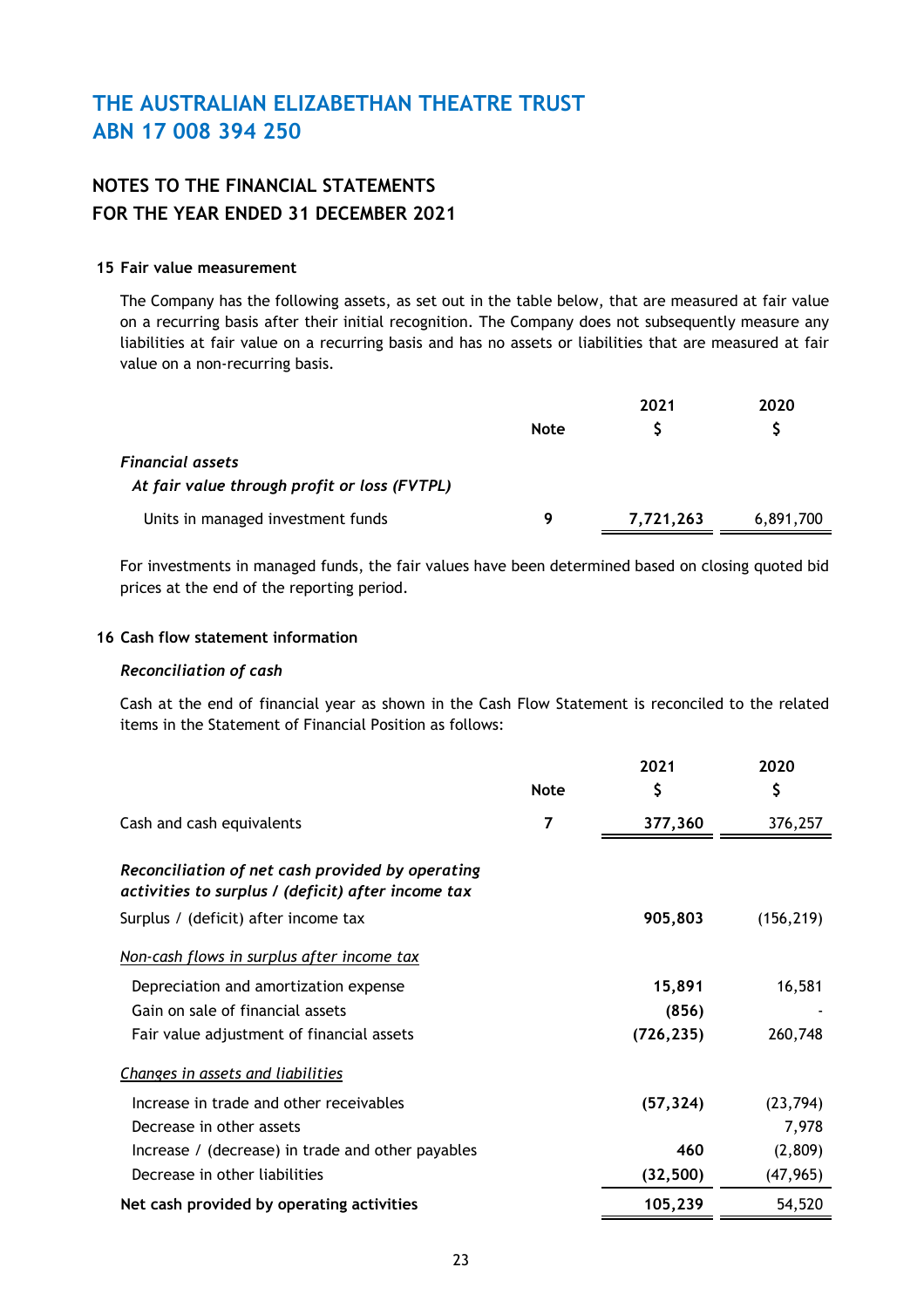# THE AUSTRALIAN ELIZABETHAN THEATRE TRUST
# ABN 17 008 394 250

## NOTES TO THE FINANCIAL STATEMENTS
## FOR THE YEAR ENDED 31 DECEMBER 2021

### 15 Fair value measurement

The Company has the following assets, as set out in the table below, that are measured at fair value on a recurring basis after their initial recognition. The Company does not subsequently measure any liabilities at fair value on a recurring basis and has no assets or liabilities that are measured at fair value on a non-recurring basis.

| | Note | 2021 $ | 2020 $ |
|---|---|---|---|
| *Financial assets* | | | |
| *At fair value through profit or loss (FVTPL)* | | | |
| Units in managed investment funds | 9 | **7,721,263** | 6,891,700 |

For investments in managed funds, the fair values have been determined based on closing quoted bid prices at the end of the reporting period.

### 16 Cash flow statement information

*Reconciliation of cash*

Cash at the end of financial year as shown in the Cash Flow Statement is reconciled to the related items in the Statement of Financial Position as follows:

| | Note | 2021 $ | 2020 $ |
|---|---|---|---|
| Cash and cash equivalents | 7 | **377,360** | 376,257 |
| ***Reconciliation of net cash provided by operating activities to surplus / (deficit) after income tax*** | | | |
| Surplus / (deficit) after income tax | | **905,803** | (156,219) |
| *Non-cash flows in surplus after income tax* | | | |
| Depreciation and amortization expense | | **15,891** | 16,581 |
| Gain on sale of financial assets | | **(856)** | - |
| Fair value adjustment of financial assets | | **(726,235)** | 260,748 |
| *Changes in assets and liabilities* | | | |
| Increase in trade and other receivables | | **(57,324)** | (23,794) |
| Decrease in other assets | | | 7,978 |
| Increase / (decrease) in trade and other payables | | **460** | (2,809) |
| Decrease in other liabilities | | **(32,500)** | (47,965) |
| **Net cash provided by operating activities** | | **105,239** | 54,520 |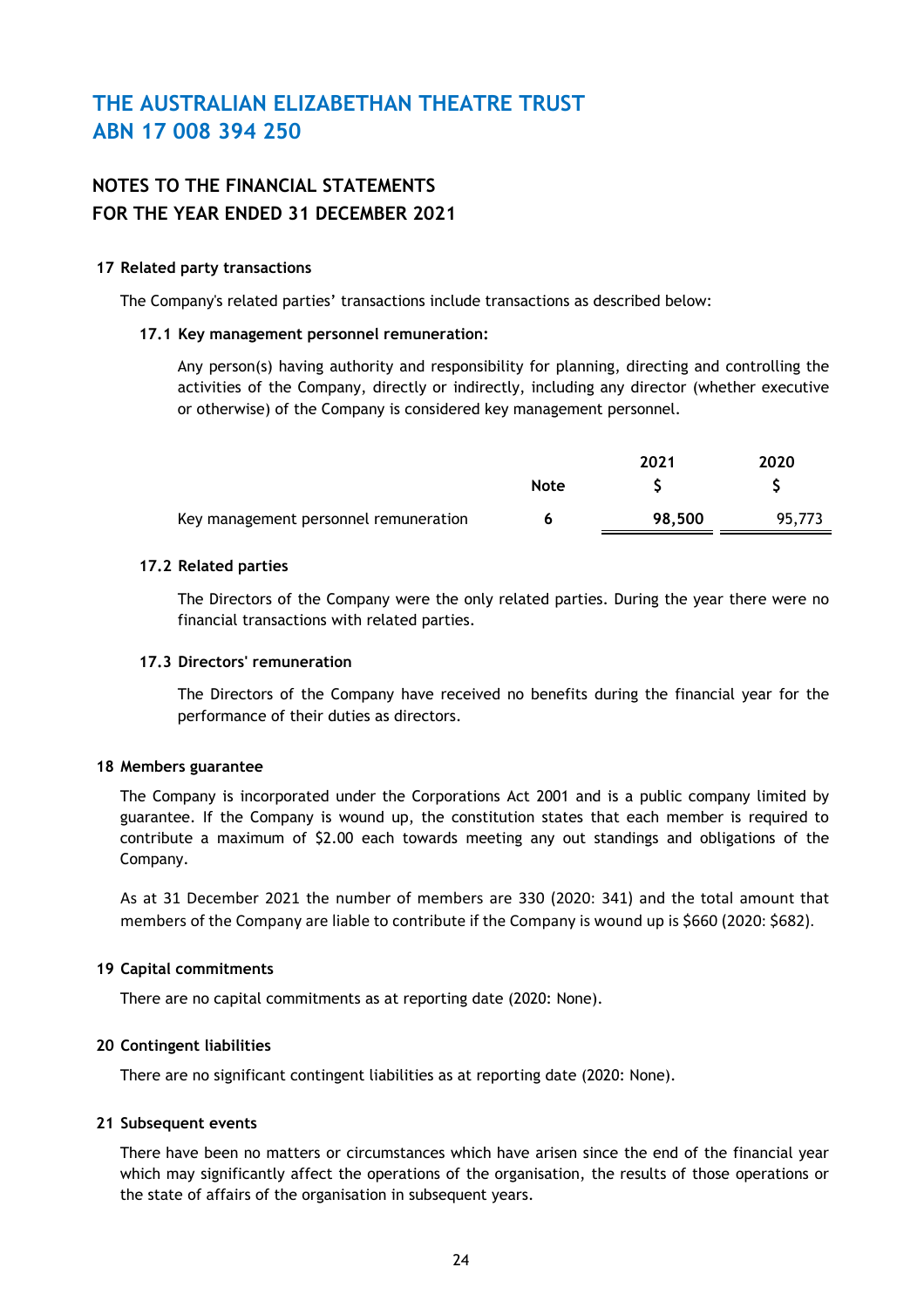# THE AUSTRALIAN ELIZABETHAN THEATRE TRUST
# ABN 17 008 394 250

## NOTES TO THE FINANCIAL STATEMENTS
## FOR THE YEAR ENDED 31 DECEMBER 2021

### 17 Related party transactions

The Company's related parties' transactions include transactions as described below:

#### 17.1 Key management personnel remuneration:

Any person(s) having authority and responsibility for planning, directing and controlling the activities of the Company, directly or indirectly, including any director (whether executive or otherwise) of the Company is considered key management personnel.

| | Note | 2021<br>$ | 2020<br>$ |
|---|---|---|---|
| Key management personnel remuneration | 6 | **98,500** | 95,773 |

#### 17.2 Related parties

The Directors of the Company were the only related parties. During the year there were no financial transactions with related parties.

#### 17.3 Directors' remuneration

The Directors of the Company have received no benefits during the financial year for the performance of their duties as directors.

### 18 Members guarantee

The Company is incorporated under the Corporations Act 2001 and is a public company limited by guarantee. If the Company is wound up, the constitution states that each member is required to contribute a maximum of $2.00 each towards meeting any out standings and obligations of the Company.

As at 31 December 2021 the number of members are 330 (2020: 341) and the total amount that members of the Company are liable to contribute if the Company is wound up is $660 (2020: $682).

### 19 Capital commitments

There are no capital commitments as at reporting date (2020: None).

### 20 Contingent liabilities

There are no significant contingent liabilities as at reporting date (2020: None).

### 21 Subsequent events

There have been no matters or circumstances which have arisen since the end of the financial year which may significantly affect the operations of the organisation, the results of those operations or the state of affairs of the organisation in subsequent years.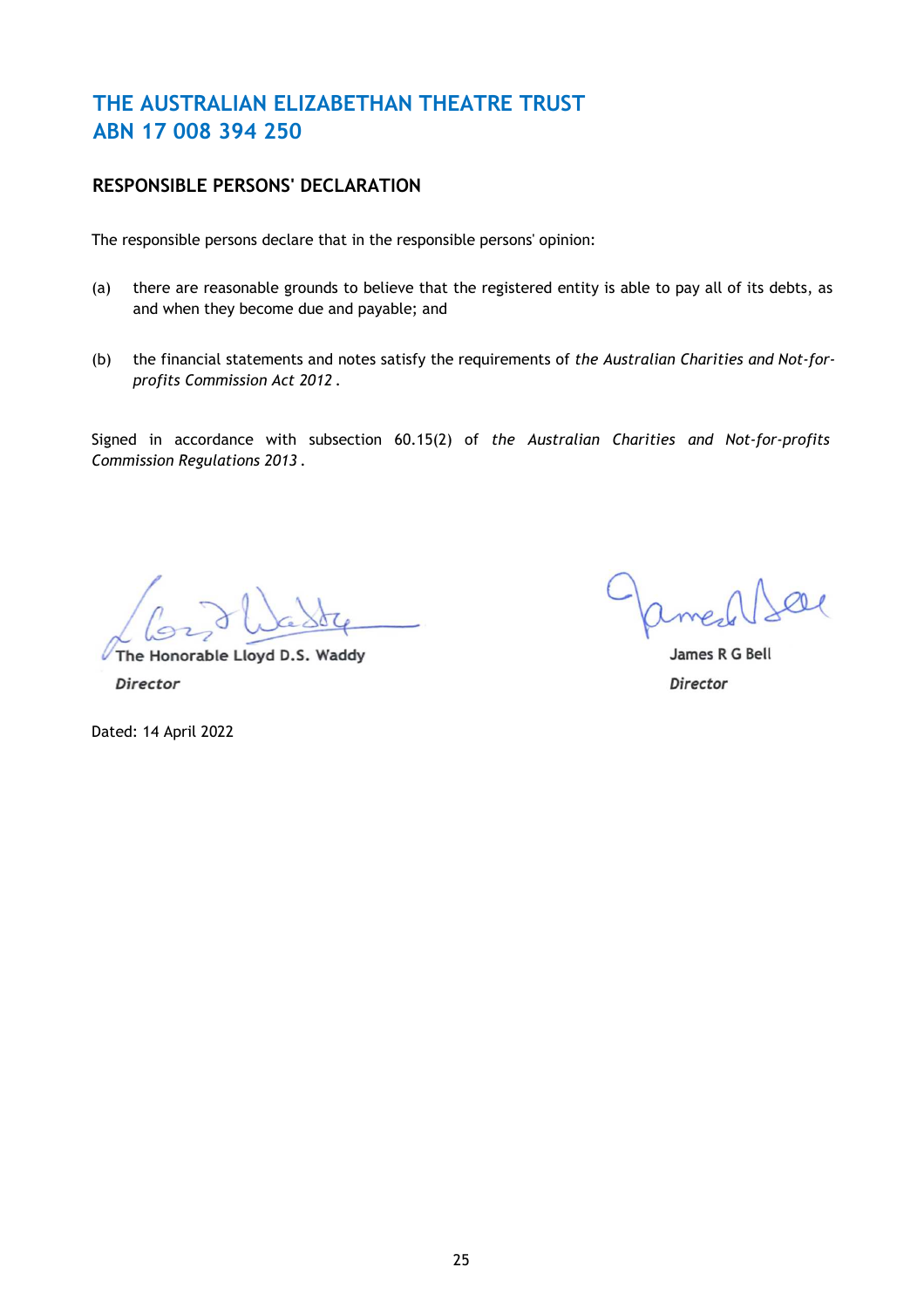# THE AUSTRALIAN ELIZABETHAN THEATRE TRUST
# ABN 17 008 394 250

## RESPONSIBLE PERSONS' DECLARATION

The responsible persons declare that in the responsible persons' opinion:

(a) there are reasonable grounds to believe that the registered entity is able to pay all of its debts, as and when they become due and payable; and

(b) the financial statements and notes satisfy the requirements of *the Australian Charities and Not-for-profits Commission Act 2012* .

Signed in accordance with subsection 60.15(2) of *the Australian Charities and Not-for-profits Commission Regulations 2013* .

The Honorable Lloyd D.S. Waddy
*Director*

James R G Bell
*Director*

Dated: 14 April 2022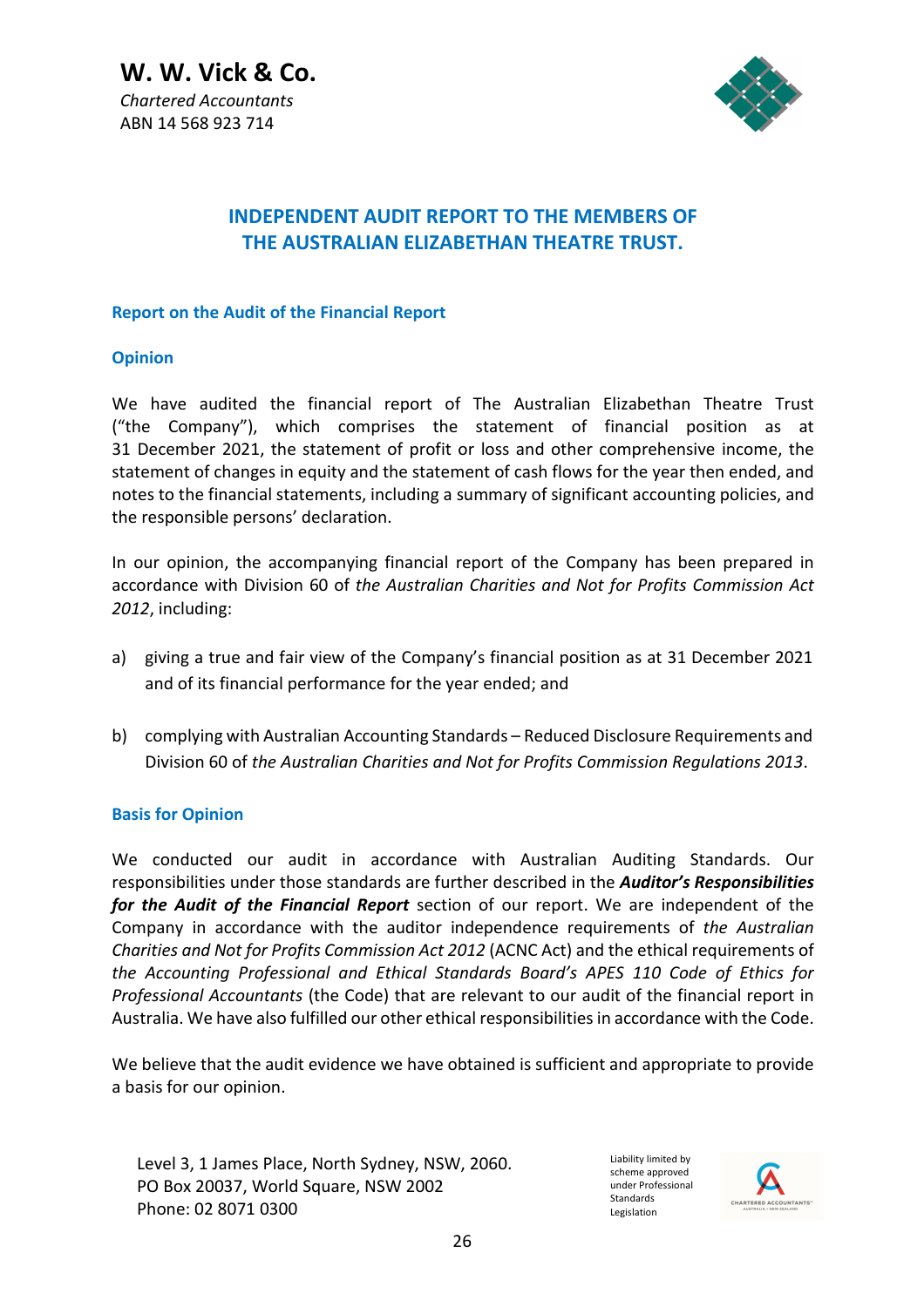**W. W. Vick & Co.**
*Chartered Accountants*
ABN 14 568 923 714

# INDEPENDENT AUDIT REPORT TO THE MEMBERS OF THE AUSTRALIAN ELIZABETHAN THEATRE TRUST.

## Report on the Audit of the Financial Report

### Opinion

We have audited the financial report of The Australian Elizabethan Theatre Trust ("the Company"), which comprises the statement of financial position as at 31 December 2021, the statement of profit or loss and other comprehensive income, the statement of changes in equity and the statement of cash flows for the year then ended, and notes to the financial statements, including a summary of significant accounting policies, and the responsible persons' declaration.

In our opinion, the accompanying financial report of the Company has been prepared in accordance with Division 60 of *the Australian Charities and Not for Profits Commission Act 2012*, including:

a) giving a true and fair view of the Company's financial position as at 31 December 2021 and of its financial performance for the year ended; and

b) complying with Australian Accounting Standards – Reduced Disclosure Requirements and Division 60 of *the Australian Charities and Not for Profits Commission Regulations 2013*.

### Basis for Opinion

We conducted our audit in accordance with Australian Auditing Standards. Our responsibilities under those standards are further described in the ***Auditor's Responsibilities for the Audit of the Financial Report*** section of our report. We are independent of the Company in accordance with the auditor independence requirements of *the Australian Charities and Not for Profits Commission Act 2012* (ACNC Act) and the ethical requirements of *the Accounting Professional and Ethical Standards Board's APES 110 Code of Ethics for Professional Accountants* (the Code) that are relevant to our audit of the financial report in Australia. We have also fulfilled our other ethical responsibilities in accordance with the Code.

We believe that the audit evidence we have obtained is sufficient and appropriate to provide a basis for our opinion.

Level 3, 1 James Place, North Sydney, NSW, 2060.
PO Box 20037, World Square, NSW 2002
Phone: 02 8071 0300

Liability limited by scheme approved under Professional Standards Legislation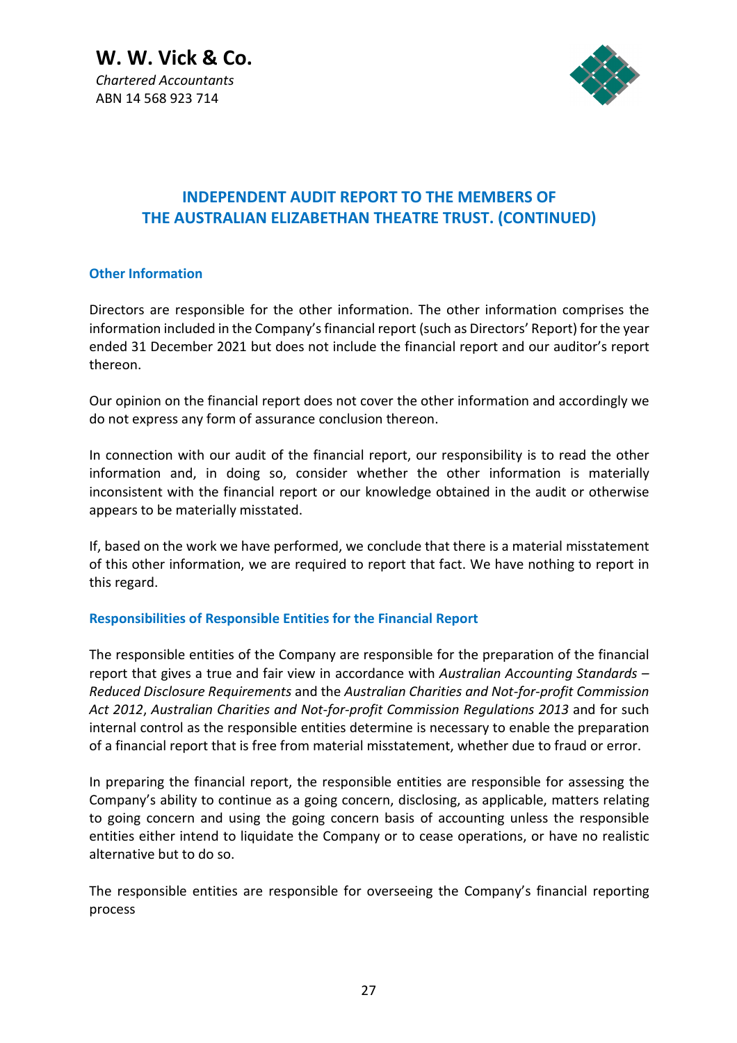**W. W. Vick & Co.**
*Chartered Accountants*
ABN 14 568 923 714

## INDEPENDENT AUDIT REPORT TO THE MEMBERS OF THE AUSTRALIAN ELIZABETHAN THEATRE TRUST. (CONTINUED)

### Other Information

Directors are responsible for the other information. The other information comprises the information included in the Company's financial report (such as Directors' Report) for the year ended 31 December 2021 but does not include the financial report and our auditor's report thereon.

Our opinion on the financial report does not cover the other information and accordingly we do not express any form of assurance conclusion thereon.

In connection with our audit of the financial report, our responsibility is to read the other information and, in doing so, consider whether the other information is materially inconsistent with the financial report or our knowledge obtained in the audit or otherwise appears to be materially misstated.

If, based on the work we have performed, we conclude that there is a material misstatement of this other information, we are required to report that fact. We have nothing to report in this regard.

### Responsibilities of Responsible Entities for the Financial Report

The responsible entities of the Company are responsible for the preparation of the financial report that gives a true and fair view in accordance with *Australian Accounting Standards – Reduced Disclosure Requirements* and the *Australian Charities and Not-for-profit Commission Act 2012*, *Australian Charities and Not-for-profit Commission Regulations 2013* and for such internal control as the responsible entities determine is necessary to enable the preparation of a financial report that is free from material misstatement, whether due to fraud or error.

In preparing the financial report, the responsible entities are responsible for assessing the Company's ability to continue as a going concern, disclosing, as applicable, matters relating to going concern and using the going concern basis of accounting unless the responsible entities either intend to liquidate the Company or to cease operations, or have no realistic alternative but to do so.

The responsible entities are responsible for overseeing the Company's financial reporting process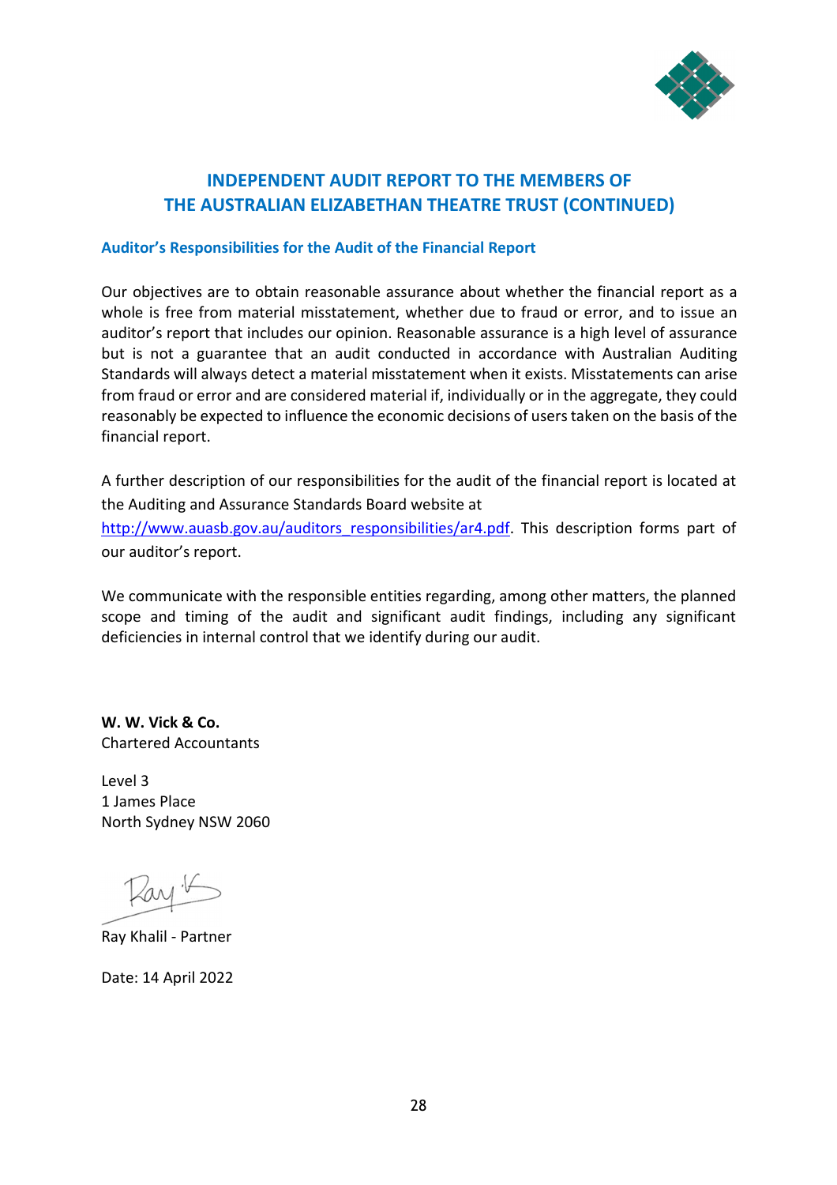# INDEPENDENT AUDIT REPORT TO THE MEMBERS OF THE AUSTRALIAN ELIZABETHAN THEATRE TRUST (CONTINUED)

## Auditor's Responsibilities for the Audit of the Financial Report

Our objectives are to obtain reasonable assurance about whether the financial report as a whole is free from material misstatement, whether due to fraud or error, and to issue an auditor's report that includes our opinion. Reasonable assurance is a high level of assurance but is not a guarantee that an audit conducted in accordance with Australian Auditing Standards will always detect a material misstatement when it exists. Misstatements can arise from fraud or error and are considered material if, individually or in the aggregate, they could reasonably be expected to influence the economic decisions of users taken on the basis of the financial report.

A further description of our responsibilities for the audit of the financial report is located at the Auditing and Assurance Standards Board website at http://www.auasb.gov.au/auditors_responsibilities/ar4.pdf. This description forms part of our auditor's report.

We communicate with the responsible entities regarding, among other matters, the planned scope and timing of the audit and significant audit findings, including any significant deficiencies in internal control that we identify during our audit.

**W. W. Vick & Co.**
Chartered Accountants

Level 3
1 James Place
North Sydney NSW 2060

Ray Khalil - Partner

Date: 14 April 2022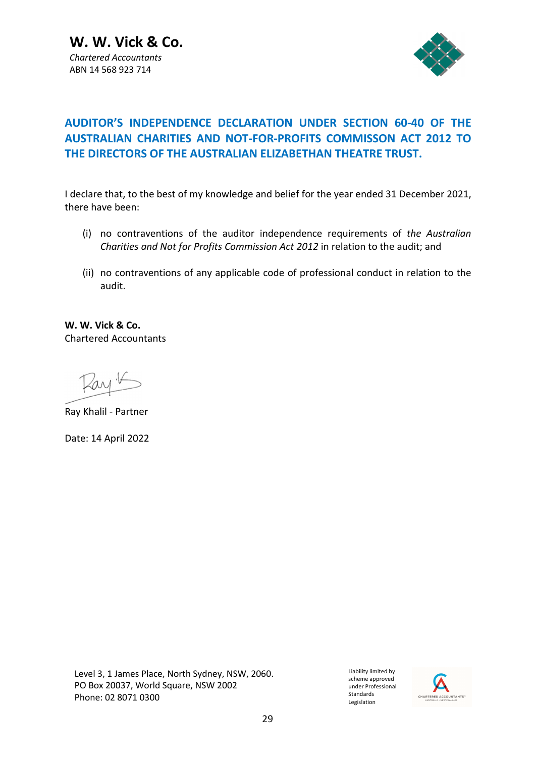**W. W. Vick & Co.**
*Chartered Accountants*
ABN 14 568 923 714

## AUDITOR'S INDEPENDENCE DECLARATION UNDER SECTION 60-40 OF THE AUSTRALIAN CHARITIES AND NOT-FOR-PROFITS COMMISSON ACT 2012 TO THE DIRECTORS OF THE AUSTRALIAN ELIZABETHAN THEATRE TRUST.

I declare that, to the best of my knowledge and belief for the year ended 31 December 2021, there have been:

(i) no contraventions of the auditor independence requirements of *the Australian Charities and Not for Profits Commission Act 2012* in relation to the audit; and

(ii) no contraventions of any applicable code of professional conduct in relation to the audit.

**W. W. Vick & Co.**
Chartered Accountants

Ray Khalil - Partner

Date: 14 April 2022

Level 3, 1 James Place, North Sydney, NSW, 2060.
PO Box 20037, World Square, NSW 2002
Phone: 02 8071 0300

Liability limited by scheme approved under Professional Standards Legislation